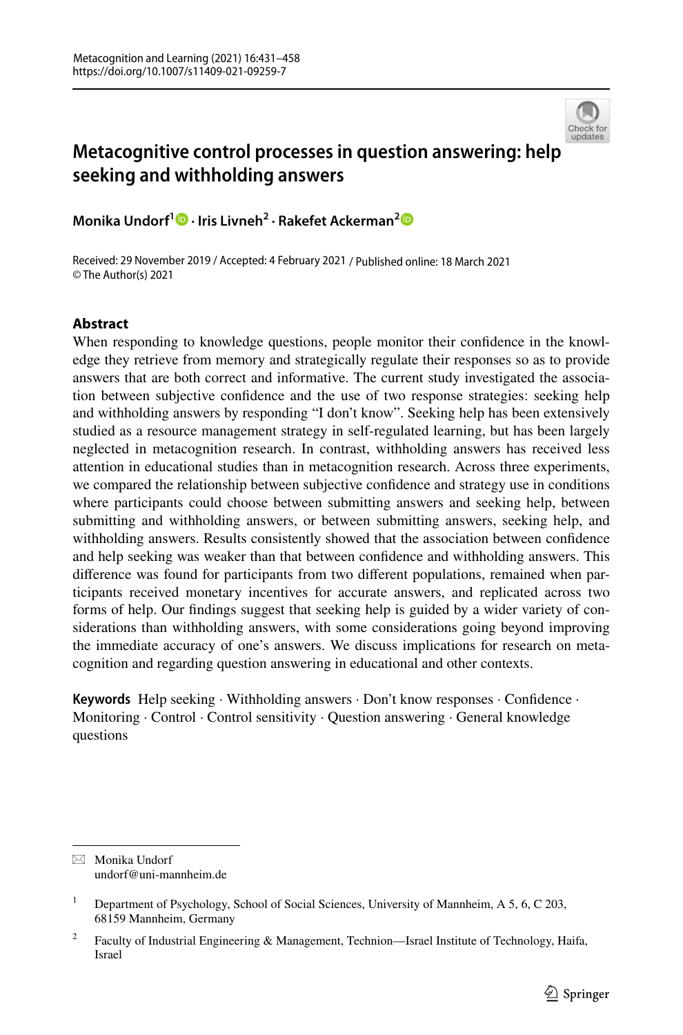# Metacognitive control processes in question answering: help seeking and withholding answers

**Monika Undorf[1] · Iris Livneh[2] · Rakefet Ackerman[2]**

Received: 29 November 2019 / Accepted: 4 February 2021 / Published online: 18 March 2021
© The Author(s) 2021

## Abstract

When responding to knowledge questions, people monitor their confidence in the knowledge they retrieve from memory and strategically regulate their responses so as to provide answers that are both correct and informative. The current study investigated the association between subjective confidence and the use of two response strategies: seeking help and withholding answers by responding "I don't know". Seeking help has been extensively studied as a resource management strategy in self-regulated learning, but has been largely neglected in metacognition research. In contrast, withholding answers has received less attention in educational studies than in metacognition research. Across three experiments, we compared the relationship between subjective confidence and strategy use in conditions where participants could choose between submitting answers and seeking help, between submitting and withholding answers, or between submitting answers, seeking help, and withholding answers. Results consistently showed that the association between confidence and help seeking was weaker than that between confidence and withholding answers. This difference was found for participants from two different populations, remained when participants received monetary incentives for accurate answers, and replicated across two forms of help. Our findings suggest that seeking help is guided by a wider variety of considerations than withholding answers, with some considerations going beyond improving the immediate accuracy of one's answers. We discuss implications for research on metacognition and regarding question answering in educational and other contexts.

**Keywords** Help seeking · Withholding answers · Don't know responses · Confidence · Monitoring · Control · Control sensitivity · Question answering · General knowledge questions

---

✉ Monika Undorf
undorf@uni-mannheim.de

[1] Department of Psychology, School of Social Sciences, University of Mannheim, A 5, 6, C 203, 68159 Mannheim, Germany

[2] Faculty of Industrial Engineering & Management, Technion—Israel Institute of Technology, Haifa, Israel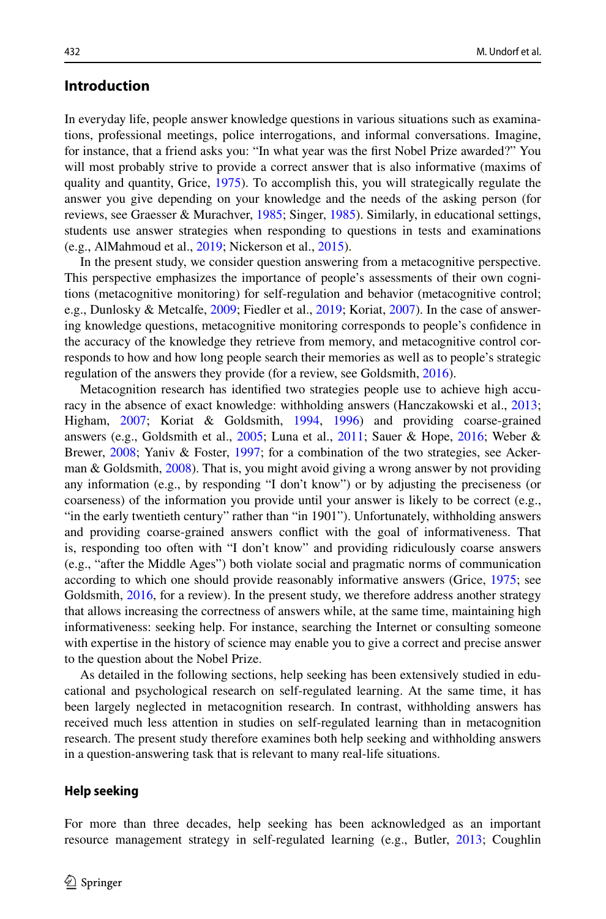## Introduction

In everyday life, people answer knowledge questions in various situations such as examinations, professional meetings, police interrogations, and informal conversations. Imagine, for instance, that a friend asks you: "In what year was the first Nobel Prize awarded?" You will most probably strive to provide a correct answer that is also informative (maxims of quality and quantity, Grice, 1975). To accomplish this, you will strategically regulate the answer you give depending on your knowledge and the needs of the asking person (for reviews, see Graesser & Murachver, 1985; Singer, 1985). Similarly, in educational settings, students use answer strategies when responding to questions in tests and examinations (e.g., AlMahmoud et al., 2019; Nickerson et al., 2015).

In the present study, we consider question answering from a metacognitive perspective. This perspective emphasizes the importance of people's assessments of their own cognitions (metacognitive monitoring) for self-regulation and behavior (metacognitive control; e.g., Dunlosky & Metcalfe, 2009; Fiedler et al., 2019; Koriat, 2007). In the case of answering knowledge questions, metacognitive monitoring corresponds to people's confidence in the accuracy of the knowledge they retrieve from memory, and metacognitive control corresponds to how and how long people search their memories as well as to people's strategic regulation of the answers they provide (for a review, see Goldsmith, 2016).

Metacognition research has identified two strategies people use to achieve high accuracy in the absence of exact knowledge: withholding answers (Hanczakowski et al., 2013; Higham, 2007; Koriat & Goldsmith, 1994, 1996) and providing coarse-grained answers (e.g., Goldsmith et al., 2005; Luna et al., 2011; Sauer & Hope, 2016; Weber & Brewer, 2008; Yaniv & Foster, 1997; for a combination of the two strategies, see Ackerman & Goldsmith, 2008). That is, you might avoid giving a wrong answer by not providing any information (e.g., by responding "I don't know") or by adjusting the preciseness (or coarseness) of the information you provide until your answer is likely to be correct (e.g., "in the early twentieth century" rather than "in 1901"). Unfortunately, withholding answers and providing coarse-grained answers conflict with the goal of informativeness. That is, responding too often with "I don't know" and providing ridiculously coarse answers (e.g., "after the Middle Ages") both violate social and pragmatic norms of communication according to which one should provide reasonably informative answers (Grice, 1975; see Goldsmith, 2016, for a review). In the present study, we therefore address another strategy that allows increasing the correctness of answers while, at the same time, maintaining high informativeness: seeking help. For instance, searching the Internet or consulting someone with expertise in the history of science may enable you to give a correct and precise answer to the question about the Nobel Prize.

As detailed in the following sections, help seeking has been extensively studied in educational and psychological research on self-regulated learning. At the same time, it has been largely neglected in metacognition research. In contrast, withholding answers has received much less attention in studies on self-regulated learning than in metacognition research. The present study therefore examines both help seeking and withholding answers in a question-answering task that is relevant to many real-life situations.

### Help seeking

For more than three decades, help seeking has been acknowledged as an important resource management strategy in self-regulated learning (e.g., Butler, 2013; Coughlin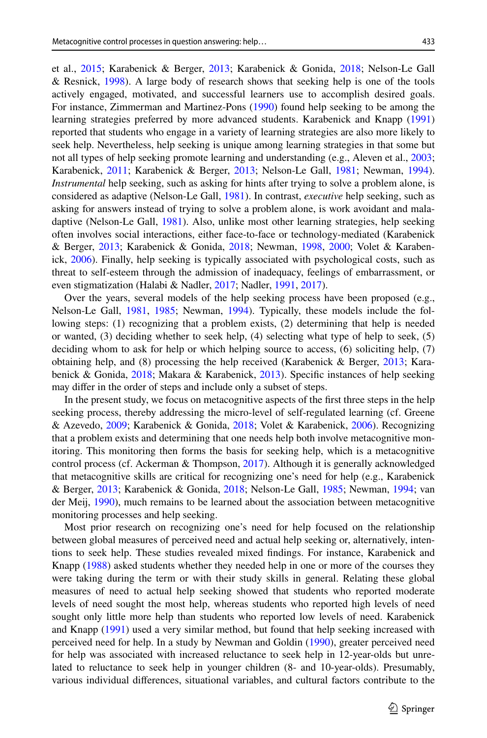et al., 2015; Karabenick & Berger, 2013; Karabenick & Gonida, 2018; Nelson-Le Gall & Resnick, 1998). A large body of research shows that seeking help is one of the tools actively engaged, motivated, and successful learners use to accomplish desired goals. For instance, Zimmerman and Martinez-Pons (1990) found help seeking to be among the learning strategies preferred by more advanced students. Karabenick and Knapp (1991) reported that students who engage in a variety of learning strategies are also more likely to seek help. Nevertheless, help seeking is unique among learning strategies in that some but not all types of help seeking promote learning and understanding (e.g., Aleven et al., 2003; Karabenick, 2011; Karabenick & Berger, 2013; Nelson-Le Gall, 1981; Newman, 1994). *Instrumental* help seeking, such as asking for hints after trying to solve a problem alone, is considered as adaptive (Nelson-Le Gall, 1981). In contrast, *executive* help seeking, such as asking for answers instead of trying to solve a problem alone, is work avoidant and maladaptive (Nelson-Le Gall, 1981). Also, unlike most other learning strategies, help seeking often involves social interactions, either face-to-face or technology-mediated (Karabenick & Berger, 2013; Karabenick & Gonida, 2018; Newman, 1998, 2000; Volet & Karabenick, 2006). Finally, help seeking is typically associated with psychological costs, such as threat to self-esteem through the admission of inadequacy, feelings of embarrassment, or even stigmatization (Halabi & Nadler, 2017; Nadler, 1991, 2017).

Over the years, several models of the help seeking process have been proposed (e.g., Nelson-Le Gall, 1981, 1985; Newman, 1994). Typically, these models include the following steps: (1) recognizing that a problem exists, (2) determining that help is needed or wanted, (3) deciding whether to seek help, (4) selecting what type of help to seek, (5) deciding whom to ask for help or which helping source to access, (6) soliciting help, (7) obtaining help, and (8) processing the help received (Karabenick & Berger, 2013; Karabenick & Gonida, 2018; Makara & Karabenick, 2013). Specific instances of help seeking may differ in the order of steps and include only a subset of steps.

In the present study, we focus on metacognitive aspects of the first three steps in the help seeking process, thereby addressing the micro-level of self-regulated learning (cf. Greene & Azevedo, 2009; Karabenick & Gonida, 2018; Volet & Karabenick, 2006). Recognizing that a problem exists and determining that one needs help both involve metacognitive monitoring. This monitoring then forms the basis for seeking help, which is a metacognitive control process (cf. Ackerman & Thompson, 2017). Although it is generally acknowledged that metacognitive skills are critical for recognizing one's need for help (e.g., Karabenick & Berger, 2013; Karabenick & Gonida, 2018; Nelson-Le Gall, 1985; Newman, 1994; van der Meij, 1990), much remains to be learned about the association between metacognitive monitoring processes and help seeking.

Most prior research on recognizing one's need for help focused on the relationship between global measures of perceived need and actual help seeking or, alternatively, intentions to seek help. These studies revealed mixed findings. For instance, Karabenick and Knapp (1988) asked students whether they needed help in one or more of the courses they were taking during the term or with their study skills in general. Relating these global measures of need to actual help seeking showed that students who reported moderate levels of need sought the most help, whereas students who reported high levels of need sought only little more help than students who reported low levels of need. Karabenick and Knapp (1991) used a very similar method, but found that help seeking increased with perceived need for help. In a study by Newman and Goldin (1990), greater perceived need for help was associated with increased reluctance to seek help in 12-year-olds but unrelated to reluctance to seek help in younger children (8- and 10-year-olds). Presumably, various individual differences, situational variables, and cultural factors contribute to the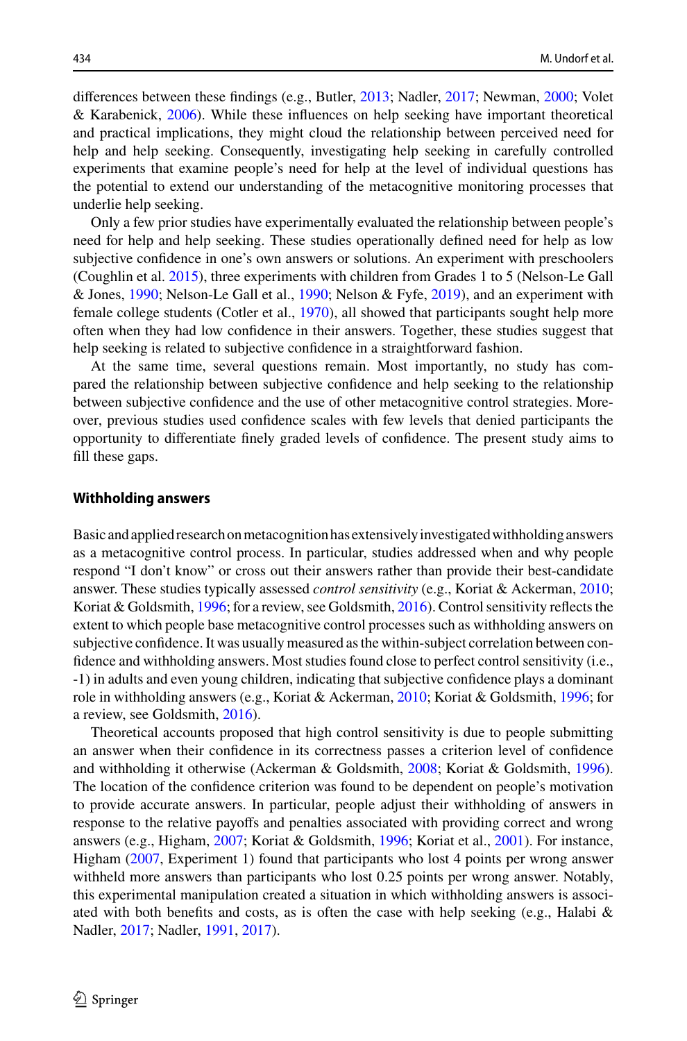differences between these findings (e.g., Butler, 2013; Nadler, 2017; Newman, 2000; Volet & Karabenick, 2006). While these influences on help seeking have important theoretical and practical implications, they might cloud the relationship between perceived need for help and help seeking. Consequently, investigating help seeking in carefully controlled experiments that examine people's need for help at the level of individual questions has the potential to extend our understanding of the metacognitive monitoring processes that underlie help seeking.

Only a few prior studies have experimentally evaluated the relationship between people's need for help and help seeking. These studies operationally defined need for help as low subjective confidence in one's own answers or solutions. An experiment with preschoolers (Coughlin et al. 2015), three experiments with children from Grades 1 to 5 (Nelson-Le Gall & Jones, 1990; Nelson-Le Gall et al., 1990; Nelson & Fyfe, 2019), and an experiment with female college students (Cotler et al., 1970), all showed that participants sought help more often when they had low confidence in their answers. Together, these studies suggest that help seeking is related to subjective confidence in a straightforward fashion.

At the same time, several questions remain. Most importantly, no study has compared the relationship between subjective confidence and help seeking to the relationship between subjective confidence and the use of other metacognitive control strategies. Moreover, previous studies used confidence scales with few levels that denied participants the opportunity to differentiate finely graded levels of confidence. The present study aims to fill these gaps.

### Withholding answers

Basic and applied research on metacognition has extensively investigated withholding answers as a metacognitive control process. In particular, studies addressed when and why people respond "I don't know" or cross out their answers rather than provide their best-candidate answer. These studies typically assessed *control sensitivity* (e.g., Koriat & Ackerman, 2010; Koriat & Goldsmith, 1996; for a review, see Goldsmith, 2016). Control sensitivity reflects the extent to which people base metacognitive control processes such as withholding answers on subjective confidence. It was usually measured as the within-subject correlation between confidence and withholding answers. Most studies found close to perfect control sensitivity (i.e., -1) in adults and even young children, indicating that subjective confidence plays a dominant role in withholding answers (e.g., Koriat & Ackerman, 2010; Koriat & Goldsmith, 1996; for a review, see Goldsmith, 2016).

Theoretical accounts proposed that high control sensitivity is due to people submitting an answer when their confidence in its correctness passes a criterion level of confidence and withholding it otherwise (Ackerman & Goldsmith, 2008; Koriat & Goldsmith, 1996). The location of the confidence criterion was found to be dependent on people's motivation to provide accurate answers. In particular, people adjust their withholding of answers in response to the relative payoffs and penalties associated with providing correct and wrong answers (e.g., Higham, 2007; Koriat & Goldsmith, 1996; Koriat et al., 2001). For instance, Higham (2007, Experiment 1) found that participants who lost 4 points per wrong answer withheld more answers than participants who lost 0.25 points per wrong answer. Notably, this experimental manipulation created a situation in which withholding answers is associated with both benefits and costs, as is often the case with help seeking (e.g., Halabi & Nadler, 2017; Nadler, 1991, 2017).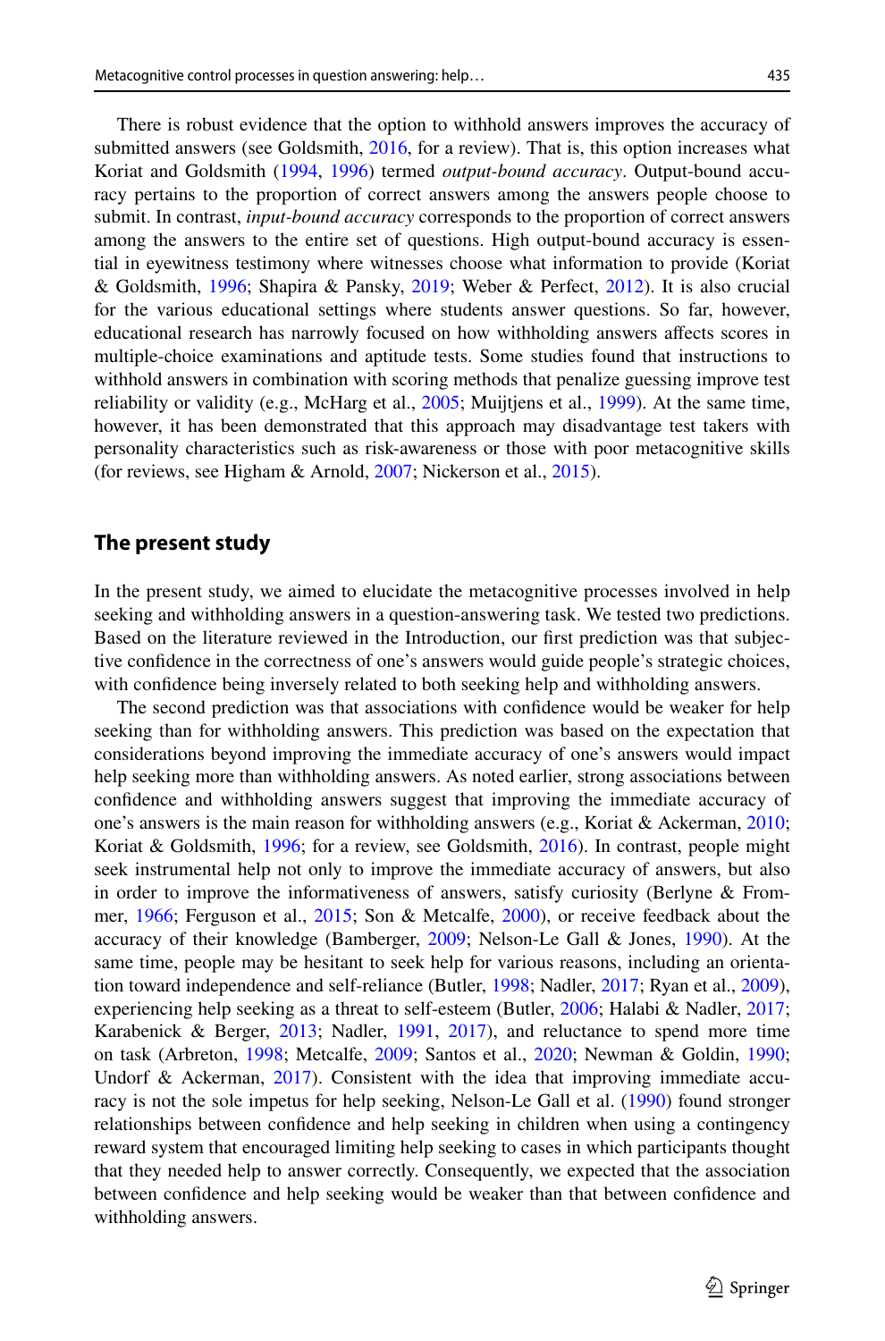There is robust evidence that the option to withhold answers improves the accuracy of submitted answers (see Goldsmith, 2016, for a review). That is, this option increases what Koriat and Goldsmith (1994, 1996) termed *output-bound accuracy*. Output-bound accuracy pertains to the proportion of correct answers among the answers people choose to submit. In contrast, *input-bound accuracy* corresponds to the proportion of correct answers among the answers to the entire set of questions. High output-bound accuracy is essential in eyewitness testimony where witnesses choose what information to provide (Koriat & Goldsmith, 1996; Shapira & Pansky, 2019; Weber & Perfect, 2012). It is also crucial for the various educational settings where students answer questions. So far, however, educational research has narrowly focused on how withholding answers affects scores in multiple-choice examinations and aptitude tests. Some studies found that instructions to withhold answers in combination with scoring methods that penalize guessing improve test reliability or validity (e.g., McHarg et al., 2005; Muijtjens et al., 1999). At the same time, however, it has been demonstrated that this approach may disadvantage test takers with personality characteristics such as risk-awareness or those with poor metacognitive skills (for reviews, see Higham & Arnold, 2007; Nickerson et al., 2015).

## The present study

In the present study, we aimed to elucidate the metacognitive processes involved in help seeking and withholding answers in a question-answering task. We tested two predictions. Based on the literature reviewed in the Introduction, our first prediction was that subjective confidence in the correctness of one's answers would guide people's strategic choices, with confidence being inversely related to both seeking help and withholding answers.

The second prediction was that associations with confidence would be weaker for help seeking than for withholding answers. This prediction was based on the expectation that considerations beyond improving the immediate accuracy of one's answers would impact help seeking more than withholding answers. As noted earlier, strong associations between confidence and withholding answers suggest that improving the immediate accuracy of one's answers is the main reason for withholding answers (e.g., Koriat & Ackerman, 2010; Koriat & Goldsmith, 1996; for a review, see Goldsmith, 2016). In contrast, people might seek instrumental help not only to improve the immediate accuracy of answers, but also in order to improve the informativeness of answers, satisfy curiosity (Berlyne & Frommer, 1966; Ferguson et al., 2015; Son & Metcalfe, 2000), or receive feedback about the accuracy of their knowledge (Bamberger, 2009; Nelson-Le Gall & Jones, 1990). At the same time, people may be hesitant to seek help for various reasons, including an orientation toward independence and self-reliance (Butler, 1998; Nadler, 2017; Ryan et al., 2009), experiencing help seeking as a threat to self-esteem (Butler, 2006; Halabi & Nadler, 2017; Karabenick & Berger, 2013; Nadler, 1991, 2017), and reluctance to spend more time on task (Arbreton, 1998; Metcalfe, 2009; Santos et al., 2020; Newman & Goldin, 1990; Undorf & Ackerman, 2017). Consistent with the idea that improving immediate accuracy is not the sole impetus for help seeking, Nelson-Le Gall et al. (1990) found stronger relationships between confidence and help seeking in children when using a contingency reward system that encouraged limiting help seeking to cases in which participants thought that they needed help to answer correctly. Consequently, we expected that the association between confidence and help seeking would be weaker than that between confidence and withholding answers.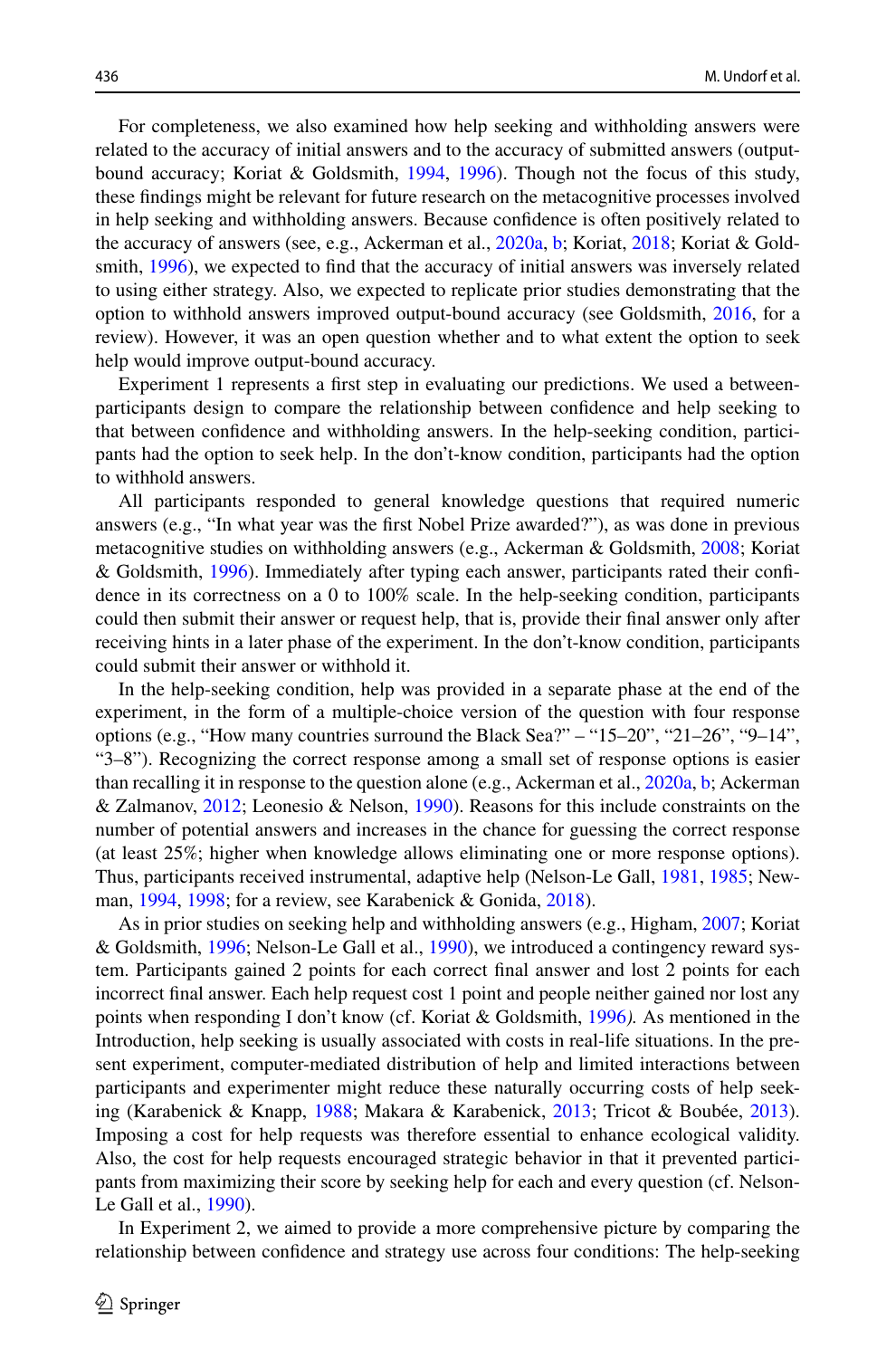For completeness, we also examined how help seeking and withholding answers were related to the accuracy of initial answers and to the accuracy of submitted answers (output-bound accuracy; Koriat & Goldsmith, 1994, 1996). Though not the focus of this study, these findings might be relevant for future research on the metacognitive processes involved in help seeking and withholding answers. Because confidence is often positively related to the accuracy of answers (see, e.g., Ackerman et al., 2020a, b; Koriat, 2018; Koriat & Goldsmith, 1996), we expected to find that the accuracy of initial answers was inversely related to using either strategy. Also, we expected to replicate prior studies demonstrating that the option to withhold answers improved output-bound accuracy (see Goldsmith, 2016, for a review). However, it was an open question whether and to what extent the option to seek help would improve output-bound accuracy.

Experiment 1 represents a first step in evaluating our predictions. We used a between-participants design to compare the relationship between confidence and help seeking to that between confidence and withholding answers. In the help-seeking condition, participants had the option to seek help. In the don't-know condition, participants had the option to withhold answers.

All participants responded to general knowledge questions that required numeric answers (e.g., "In what year was the first Nobel Prize awarded?"), as was done in previous metacognitive studies on withholding answers (e.g., Ackerman & Goldsmith, 2008; Koriat & Goldsmith, 1996). Immediately after typing each answer, participants rated their confidence in its correctness on a 0 to 100% scale. In the help-seeking condition, participants could then submit their answer or request help, that is, provide their final answer only after receiving hints in a later phase of the experiment. In the don't-know condition, participants could submit their answer or withhold it.

In the help-seeking condition, help was provided in a separate phase at the end of the experiment, in the form of a multiple-choice version of the question with four response options (e.g., "How many countries surround the Black Sea?" – "15–20", "21–26", "9–14", "3–8"). Recognizing the correct response among a small set of response options is easier than recalling it in response to the question alone (e.g., Ackerman et al., 2020a, b; Ackerman & Zalmanov, 2012; Leonesio & Nelson, 1990). Reasons for this include constraints on the number of potential answers and increases in the chance for guessing the correct response (at least 25%; higher when knowledge allows eliminating one or more response options). Thus, participants received instrumental, adaptive help (Nelson-Le Gall, 1981, 1985; Newman, 1994, 1998; for a review, see Karabenick & Gonida, 2018).

As in prior studies on seeking help and withholding answers (e.g., Higham, 2007; Koriat & Goldsmith, 1996; Nelson-Le Gall et al., 1990), we introduced a contingency reward system. Participants gained 2 points for each correct final answer and lost 2 points for each incorrect final answer. Each help request cost 1 point and people neither gained nor lost any points when responding I don't know (cf. Koriat & Goldsmith, 1996*)*. As mentioned in the Introduction, help seeking is usually associated with costs in real-life situations. In the present experiment, computer-mediated distribution of help and limited interactions between participants and experimenter might reduce these naturally occurring costs of help seeking (Karabenick & Knapp, 1988; Makara & Karabenick, 2013; Tricot & Boubée, 2013). Imposing a cost for help requests was therefore essential to enhance ecological validity. Also, the cost for help requests encouraged strategic behavior in that it prevented participants from maximizing their score by seeking help for each and every question (cf. Nelson-Le Gall et al., 1990).

In Experiment 2, we aimed to provide a more comprehensive picture by comparing the relationship between confidence and strategy use across four conditions: The help-seeking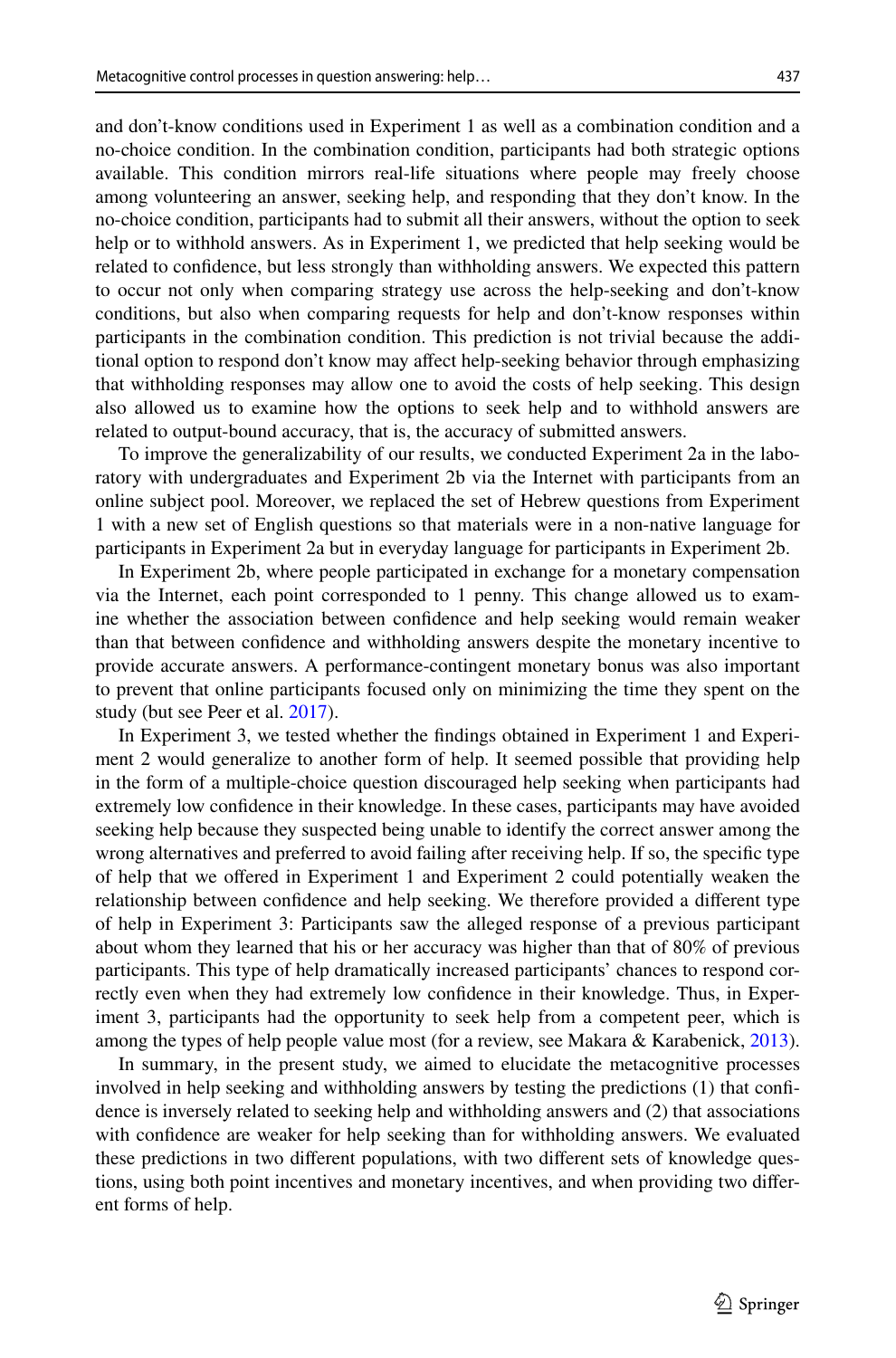and don't-know conditions used in Experiment 1 as well as a combination condition and a no-choice condition. In the combination condition, participants had both strategic options available. This condition mirrors real-life situations where people may freely choose among volunteering an answer, seeking help, and responding that they don't know. In the no-choice condition, participants had to submit all their answers, without the option to seek help or to withhold answers. As in Experiment 1, we predicted that help seeking would be related to confidence, but less strongly than withholding answers. We expected this pattern to occur not only when comparing strategy use across the help-seeking and don't-know conditions, but also when comparing requests for help and don't-know responses within participants in the combination condition. This prediction is not trivial because the additional option to respond don't know may affect help-seeking behavior through emphasizing that withholding responses may allow one to avoid the costs of help seeking. This design also allowed us to examine how the options to seek help and to withhold answers are related to output-bound accuracy, that is, the accuracy of submitted answers.

To improve the generalizability of our results, we conducted Experiment 2a in the laboratory with undergraduates and Experiment 2b via the Internet with participants from an online subject pool. Moreover, we replaced the set of Hebrew questions from Experiment 1 with a new set of English questions so that materials were in a non-native language for participants in Experiment 2a but in everyday language for participants in Experiment 2b.

In Experiment 2b, where people participated in exchange for a monetary compensation via the Internet, each point corresponded to 1 penny. This change allowed us to examine whether the association between confidence and help seeking would remain weaker than that between confidence and withholding answers despite the monetary incentive to provide accurate answers. A performance-contingent monetary bonus was also important to prevent that online participants focused only on minimizing the time they spent on the study (but see Peer et al. 2017).

In Experiment 3, we tested whether the findings obtained in Experiment 1 and Experiment 2 would generalize to another form of help. It seemed possible that providing help in the form of a multiple-choice question discouraged help seeking when participants had extremely low confidence in their knowledge. In these cases, participants may have avoided seeking help because they suspected being unable to identify the correct answer among the wrong alternatives and preferred to avoid failing after receiving help. If so, the specific type of help that we offered in Experiment 1 and Experiment 2 could potentially weaken the relationship between confidence and help seeking. We therefore provided a different type of help in Experiment 3: Participants saw the alleged response of a previous participant about whom they learned that his or her accuracy was higher than that of 80% of previous participants. This type of help dramatically increased participants' chances to respond correctly even when they had extremely low confidence in their knowledge. Thus, in Experiment 3, participants had the opportunity to seek help from a competent peer, which is among the types of help people value most (for a review, see Makara & Karabenick, 2013).

In summary, in the present study, we aimed to elucidate the metacognitive processes involved in help seeking and withholding answers by testing the predictions (1) that confidence is inversely related to seeking help and withholding answers and (2) that associations with confidence are weaker for help seeking than for withholding answers. We evaluated these predictions in two different populations, with two different sets of knowledge questions, using both point incentives and monetary incentives, and when providing two different forms of help.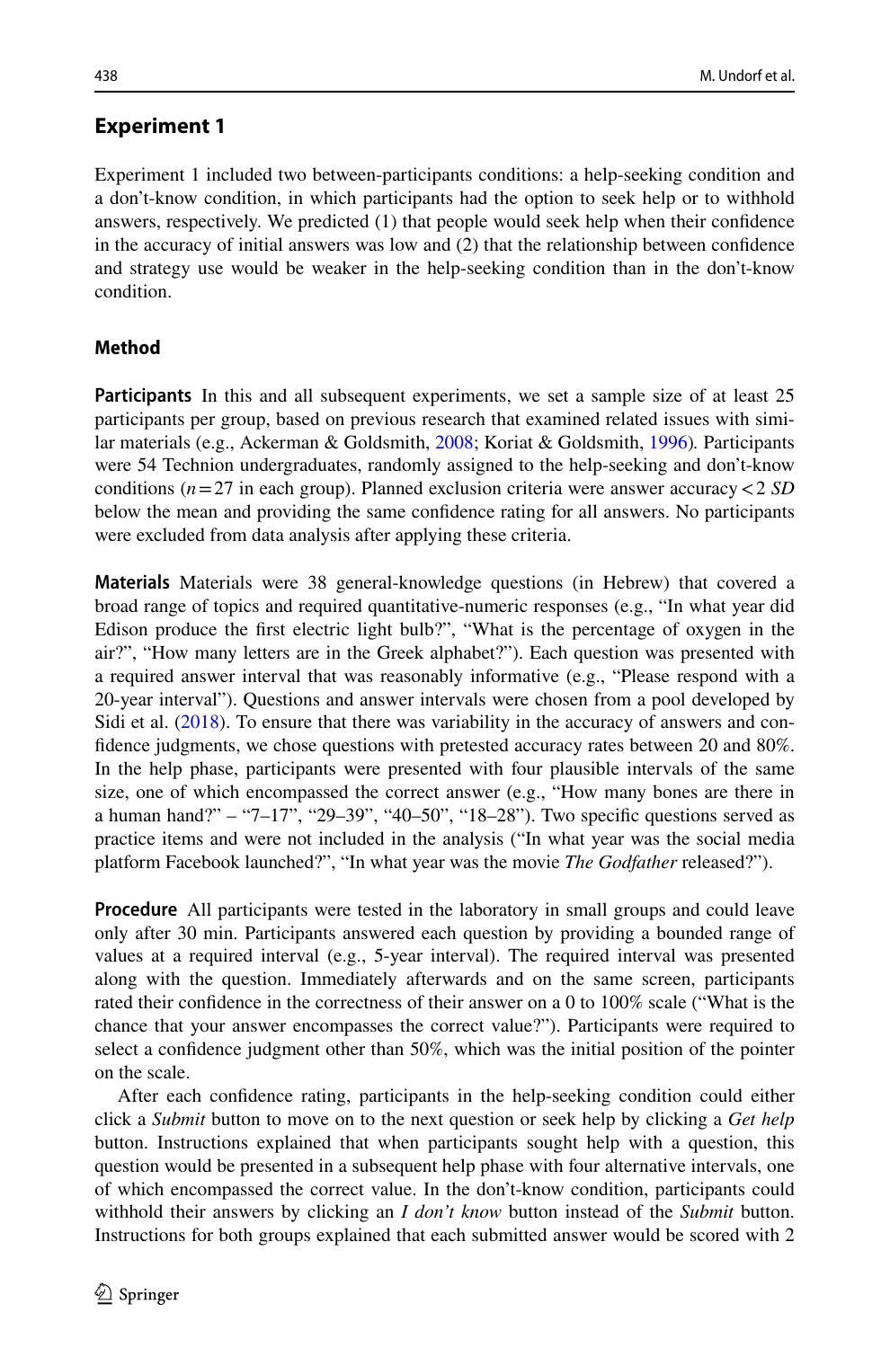## Experiment 1

Experiment 1 included two between-participants conditions: a help-seeking condition and a don't-know condition, in which participants had the option to seek help or to withhold answers, respectively. We predicted (1) that people would seek help when their confidence in the accuracy of initial answers was low and (2) that the relationship between confidence and strategy use would be weaker in the help-seeking condition than in the don't-know condition.

### Method

**Participants** In this and all subsequent experiments, we set a sample size of at least 25 participants per group, based on previous research that examined related issues with similar materials (e.g., Ackerman & Goldsmith, 2008; Koriat & Goldsmith, 1996). Participants were 54 Technion undergraduates, randomly assigned to the help-seeking and don't-know conditions ($n = 27$ in each group). Planned exclusion criteria were answer accuracy < 2 *SD* below the mean and providing the same confidence rating for all answers. No participants were excluded from data analysis after applying these criteria.

**Materials** Materials were 38 general-knowledge questions (in Hebrew) that covered a broad range of topics and required quantitative-numeric responses (e.g., "In what year did Edison produce the first electric light bulb?", "What is the percentage of oxygen in the air?", "How many letters are in the Greek alphabet?"). Each question was presented with a required answer interval that was reasonably informative (e.g., "Please respond with a 20-year interval"). Questions and answer intervals were chosen from a pool developed by Sidi et al. (2018). To ensure that there was variability in the accuracy of answers and confidence judgments, we chose questions with pretested accuracy rates between 20 and 80%. In the help phase, participants were presented with four plausible intervals of the same size, one of which encompassed the correct answer (e.g., "How many bones are there in a human hand?" – "7–17", "29–39", "40–50", "18–28"). Two specific questions served as practice items and were not included in the analysis ("In what year was the social media platform Facebook launched?", "In what year was the movie *The Godfather* released?").

**Procedure** All participants were tested in the laboratory in small groups and could leave only after 30 min. Participants answered each question by providing a bounded range of values at a required interval (e.g., 5-year interval). The required interval was presented along with the question. Immediately afterwards and on the same screen, participants rated their confidence in the correctness of their answer on a 0 to 100% scale ("What is the chance that your answer encompasses the correct value?"). Participants were required to select a confidence judgment other than 50%, which was the initial position of the pointer on the scale.

After each confidence rating, participants in the help-seeking condition could either click a *Submit* button to move on to the next question or seek help by clicking a *Get help* button. Instructions explained that when participants sought help with a question, this question would be presented in a subsequent help phase with four alternative intervals, one of which encompassed the correct value. In the don't-know condition, participants could withhold their answers by clicking an *I don't know* button instead of the *Submit* button. Instructions for both groups explained that each submitted answer would be scored with 2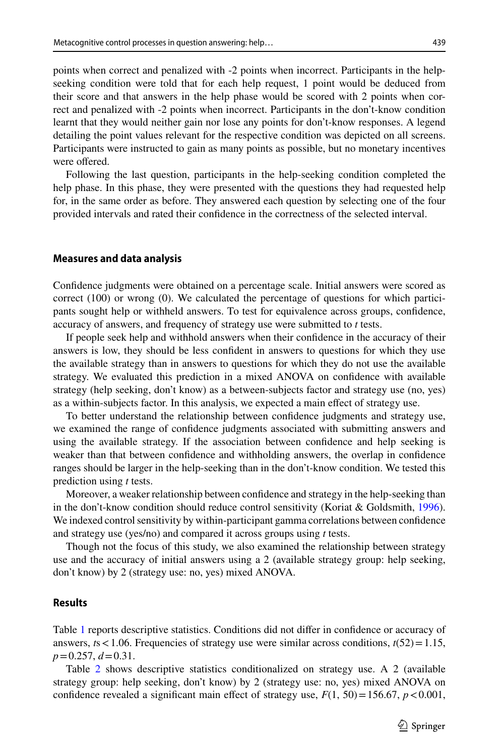points when correct and penalized with -2 points when incorrect. Participants in the help-seeking condition were told that for each help request, 1 point would be deduced from their score and that answers in the help phase would be scored with 2 points when correct and penalized with -2 points when incorrect. Participants in the don't-know condition learnt that they would neither gain nor lose any points for don't-know responses. A legend detailing the point values relevant for the respective condition was depicted on all screens. Participants were instructed to gain as many points as possible, but no monetary incentives were offered.

Following the last question, participants in the help-seeking condition completed the help phase. In this phase, they were presented with the questions they had requested help for, in the same order as before. They answered each question by selecting one of the four provided intervals and rated their confidence in the correctness of the selected interval.

### Measures and data analysis

Confidence judgments were obtained on a percentage scale. Initial answers were scored as correct (100) or wrong (0). We calculated the percentage of questions for which participants sought help or withheld answers. To test for equivalence across groups, confidence, accuracy of answers, and frequency of strategy use were submitted to *t* tests.

If people seek help and withhold answers when their confidence in the accuracy of their answers is low, they should be less confident in answers to questions for which they use the available strategy than in answers to questions for which they do not use the available strategy. We evaluated this prediction in a mixed ANOVA on confidence with available strategy (help seeking, don't know) as a between-subjects factor and strategy use (no, yes) as a within-subjects factor. In this analysis, we expected a main effect of strategy use.

To better understand the relationship between confidence judgments and strategy use, we examined the range of confidence judgments associated with submitting answers and using the available strategy. If the association between confidence and help seeking is weaker than that between confidence and withholding answers, the overlap in confidence ranges should be larger in the help-seeking than in the don't-know condition. We tested this prediction using *t* tests.

Moreover, a weaker relationship between confidence and strategy in the help-seeking than in the don't-know condition should reduce control sensitivity (Koriat & Goldsmith, 1996). We indexed control sensitivity by within-participant gamma correlations between confidence and strategy use (yes/no) and compared it across groups using *t* tests.

Though not the focus of this study, we also examined the relationship between strategy use and the accuracy of initial answers using a 2 (available strategy group: help seeking, don't know) by 2 (strategy use: no, yes) mixed ANOVA.

### Results

Table 1 reports descriptive statistics. Conditions did not differ in confidence or accuracy of answers, $t$s $< 1.06$. Frequencies of strategy use were similar across conditions, $t(52) = 1.15$, $p = 0.257$, $d = 0.31$.

Table 2 shows descriptive statistics conditionalized on strategy use. A 2 (available strategy group: help seeking, don't know) by 2 (strategy use: no, yes) mixed ANOVA on confidence revealed a significant main effect of strategy use, $F(1, 50) = 156.67$, $p < 0.001$,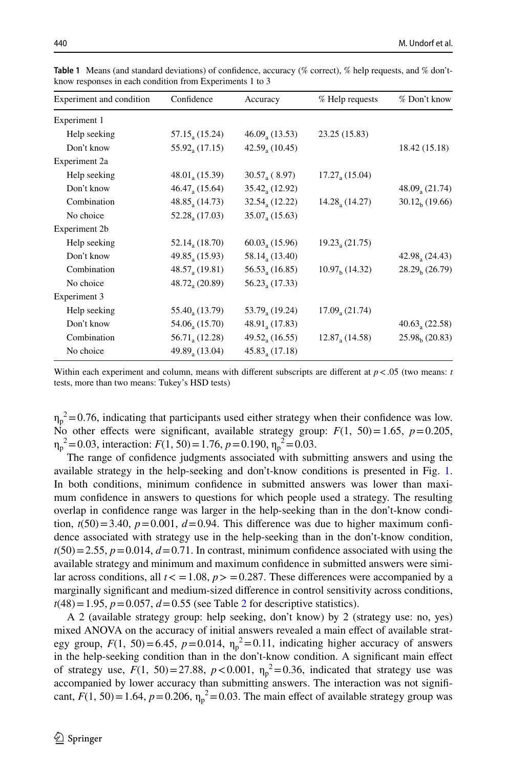**Table 1** Means (and standard deviations) of confidence, accuracy (% correct), % help requests, and % don't-know responses in each condition from Experiments 1 to 3

| Experiment and condition | Confidence | Accuracy | % Help requests | % Don't know |
|---|---|---|---|---|
| Experiment 1 | | | | |
| Help seeking | $57.15_a$ (15.24) | $46.09_a$ (13.53) | 23.25 (15.83) | |
| Don't know | $55.92_a$ (17.15) | $42.59_a$ (10.45) | | 18.42 (15.18) |
| Experiment 2a | | | | |
| Help seeking | $48.01_a$ (15.39) | $30.57_a$ (8.97) | $17.27_a$ (15.04) | |
| Don't know | $46.47_a$ (15.64) | $35.42_a$ (12.92) | | $48.09_a$ (21.74) |
| Combination | $48.85_a$ (14.73) | $32.54_a$ (12.22) | $14.28_a$ (14.27) | $30.12_b$ (19.66) |
| No choice | $52.28_a$ (17.03) | $35.07_a$ (15.63) | | |
| Experiment 2b | | | | |
| Help seeking | $52.14_a$ (18.70) | $60.03_a$ (15.96) | $19.23_a$ (21.75) | |
| Don't know | $49.85_a$ (15.93) | $58.14_a$ (13.40) | | $42.98_a$ (24.43) |
| Combination | $48.57_a$ (19.81) | $56.53_a$ (16.85) | $10.97_b$ (14.32) | $28.29_b$ (26.79) |
| No choice | $48.72_a$ (20.89) | $56.23_a$ (17.33) | | |
| Experiment 3 | | | | |
| Help seeking | $55.40_a$ (13.79) | $53.79_a$ (19.24) | $17.09_a$ (21.74) | |
| Don't know | $54.06_a$ (15.70) | $48.91_a$ (17.83) | | $40.63_a$ (22.58) |
| Combination | $56.71_a$ (12.28) | $49.52_a$ (16.55) | $12.87_a$ (14.58) | $25.98_b$ (20.83) |
| No choice | $49.89_a$ (13.04) | $45.83_a$ (17.18) | | |

Within each experiment and column, means with different subscripts are different at $p < .05$ (two means: $t$ tests, more than two means: Tukey's HSD tests)

$\eta_p^2 = 0.76$, indicating that participants used either strategy when their confidence was low. No other effects were significant, available strategy group: $F(1, 50) = 1.65$, $p = 0.205$, $\eta_p^2 = 0.03$, interaction: $F(1, 50) = 1.76$, $p = 0.190$, $\eta_p^2 = 0.03$.

The range of confidence judgments associated with submitting answers and using the available strategy in the help-seeking and don't-know conditions is presented in Fig. 1. In both conditions, minimum confidence in submitted answers was lower than maximum confidence in answers to questions for which people used a strategy. The resulting overlap in confidence range was larger in the help-seeking than in the don't-know condition, $t(50) = 3.40$, $p = 0.001$, $d = 0.94$. This difference was due to higher maximum confidence associated with strategy use in the help-seeking than in the don't-know condition, $t(50) = 2.55$, $p = 0.014$, $d = 0.71$. In contrast, minimum confidence associated with using the available strategy and minimum and maximum confidence in submitted answers were similar across conditions, all $t <= 1.08$, $p >= 0.287$. These differences were accompanied by a marginally significant and medium-sized difference in control sensitivity across conditions, $t(48) = 1.95$, $p = 0.057$, $d = 0.55$ (see Table 2 for descriptive statistics).

A 2 (available strategy group: help seeking, don't know) by 2 (strategy use: no, yes) mixed ANOVA on the accuracy of initial answers revealed a main effect of available strategy group, $F(1, 50) = 6.45$, $p = 0.014$, $\eta_p^2 = 0.11$, indicating higher accuracy of answers in the help-seeking condition than in the don't-know condition. A significant main effect of strategy use, $F(1, 50) = 27.88$, $p < 0.001$, $\eta_p^2 = 0.36$, indicated that strategy use was accompanied by lower accuracy than submitting answers. The interaction was not significant, $F(1, 50) = 1.64$, $p = 0.206$, $\eta_p^2 = 0.03$. The main effect of available strategy group was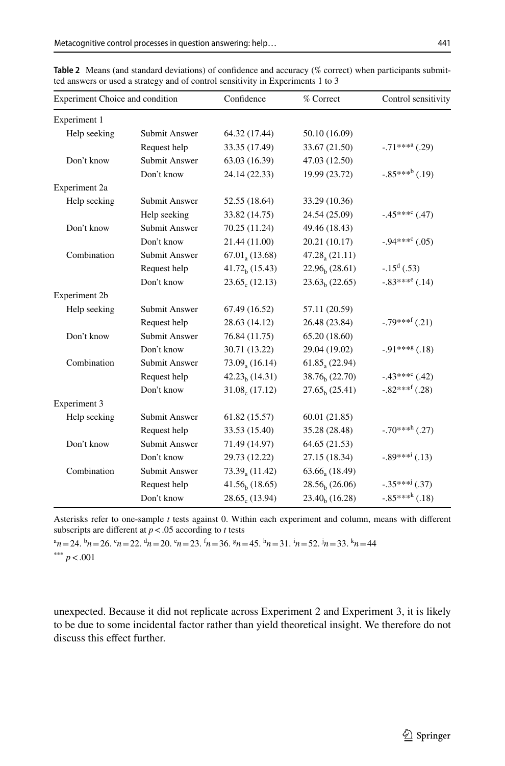**Table 2** Means (and standard deviations) of confidence and accuracy (% correct) when participants submitted answers or used a strategy and of control sensitivity in Experiments 1 to 3

| Experiment Choice and condition | | Confidence | % Correct | Control sensitivity |
|---|---|---|---|---|
| Experiment 1 | | | | |
| Help seeking | Submit Answer | 64.32 (17.44) | 50.10 (16.09) | |
| | Request help | 33.35 (17.49) | 33.67 (21.50) | -.71***[a] (.29) |
| Don't know | Submit Answer | 63.03 (16.39) | 47.03 (12.50) | |
| | Don't know | 24.14 (22.33) | 19.99 (23.72) | -.85***[b] (.19) |
| Experiment 2a | | | | |
| Help seeking | Submit Answer | 52.55 (18.64) | 33.29 (10.36) | |
| | Help seeking | 33.82 (14.75) | 24.54 (25.09) | -.45***[c] (.47) |
| Don't know | Submit Answer | 70.25 (11.24) | 49.46 (18.43) | |
| | Don't know | 21.44 (11.00) | 20.21 (10.17) | -.94***[c] (.05) |
| Combination | Submit Answer | $67.01_a$ (13.68) | $47.28_a$ (21.11) | |
| | Request help | $41.72_b$ (15.43) | $22.96_b$ (28.61) | -.15[d] (.53) |
| | Don't know | $23.65_c$ (12.13) | $23.63_b$ (22.65) | -.83***[e] (.14) |
| Experiment 2b | | | | |
| Help seeking | Submit Answer | 67.49 (16.52) | 57.11 (20.59) | |
| | Request help | 28.63 (14.12) | 26.48 (23.84) | -.79***[f] (.21) |
| Don't know | Submit Answer | 76.84 (11.75) | 65.20 (18.60) | |
| | Don't know | 30.71 (13.22) | 29.04 (19.02) | -.91***[g] (.18) |
| Combination | Submit Answer | $73.09_a$ (16.14) | $61.85_a$ (22.94) | |
| | Request help | $42.23_b$ (14.31) | $38.76_b$ (22.70) | -.43***[c] (.42) |
| | Don't know | $31.08_c$ (17.12) | $27.65_b$ (25.41) | -.82***[f] (.28) |
| Experiment 3 | | | | |
| Help seeking | Submit Answer | 61.82 (15.57) | 60.01 (21.85) | |
| | Request help | 33.53 (15.40) | 35.28 (28.48) | -.70***[h] (.27) |
| Don't know | Submit Answer | 71.49 (14.97) | 64.65 (21.53) | |
| | Don't know | 29.73 (12.22) | 27.15 (18.34) | -.89***[i] (.13) |
| Combination | Submit Answer | $73.39_a$ (11.42) | $63.66_a$ (18.49) | |
| | Request help | $41.56_b$ (18.65) | $28.56_b$ (26.06) | -.35***[j] (.37) |
| | Don't know | $28.65_c$ (13.94) | $23.40_b$ (16.28) | -.85***[k] (.18) |

Asterisks refer to one-sample *t* tests against 0. Within each experiment and column, means with different subscripts are different at $p < .05$ according to *t* tests

[a] $n = 24$. [b] $n = 26$. [c] $n = 22$. [d] $n = 20$. [e] $n = 23$. [f] $n = 36$. [g] $n = 45$. [h] $n = 31$. [i] $n = 52$. [j] $n = 33$. [k] $n = 44$

*** $p < .001$

unexpected. Because it did not replicate across Experiment 2 and Experiment 3, it is likely to be due to some incidental factor rather than yield theoretical insight. We therefore do not discuss this effect further.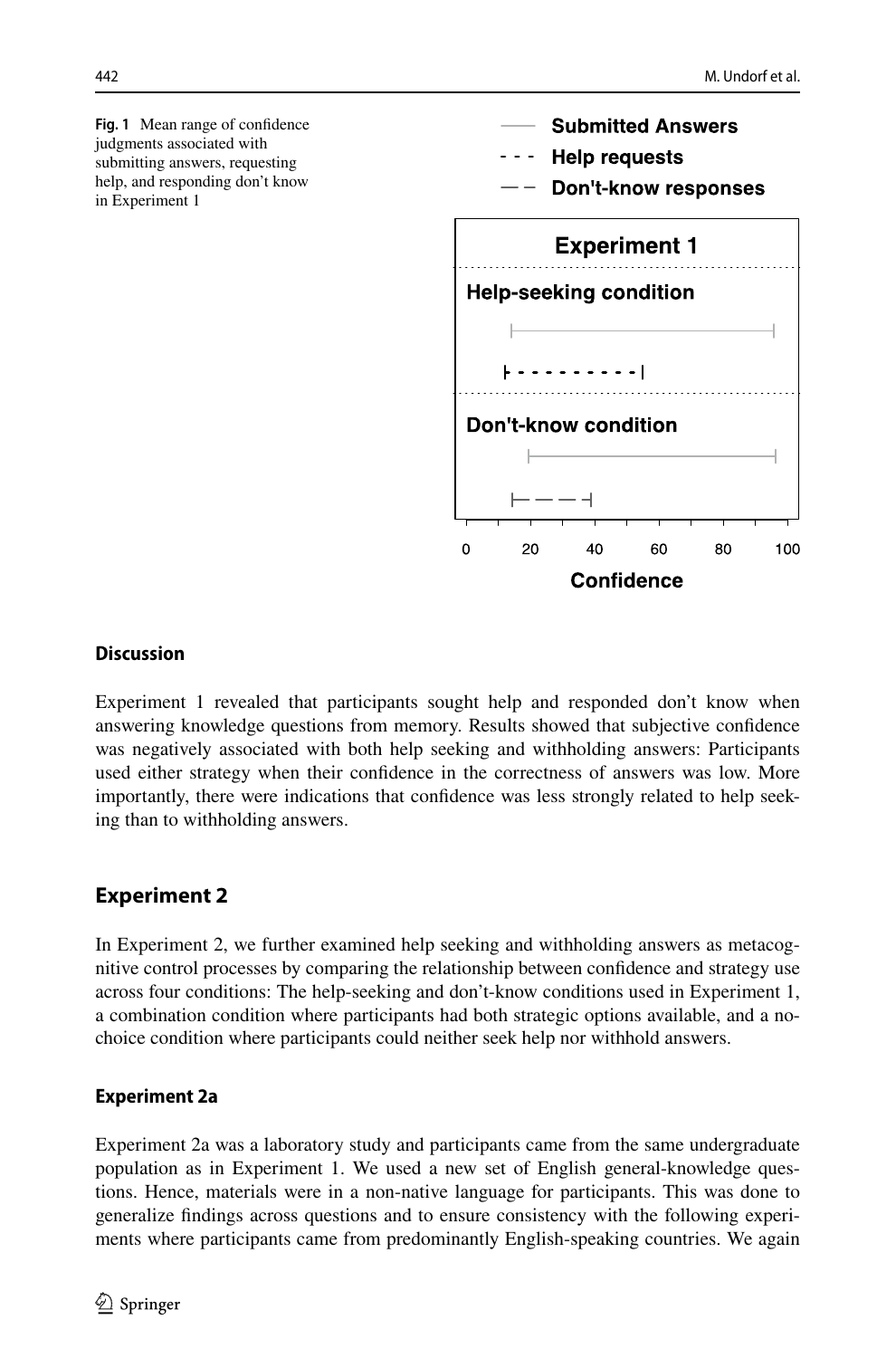**Fig. 1** Mean range of confidence judgments associated with submitting answers, requesting help, and responding don't know in Experiment 1

### Discussion

Experiment 1 revealed that participants sought help and responded don't know when answering knowledge questions from memory. Results showed that subjective confidence was negatively associated with both help seeking and withholding answers: Participants used either strategy when their confidence in the correctness of answers was low. More importantly, there were indications that confidence was less strongly related to help seeking than to withholding answers.

## Experiment 2

In Experiment 2, we further examined help seeking and withholding answers as metacognitive control processes by comparing the relationship between confidence and strategy use across four conditions: The help-seeking and don't-know conditions used in Experiment 1, a combination condition where participants had both strategic options available, and a no-choice condition where participants could neither seek help nor withhold answers.

### Experiment 2a

Experiment 2a was a laboratory study and participants came from the same undergraduate population as in Experiment 1. We used a new set of English general-knowledge questions. Hence, materials were in a non-native language for participants. This was done to generalize findings across questions and to ensure consistency with the following experiments where participants came from predominantly English-speaking countries. We again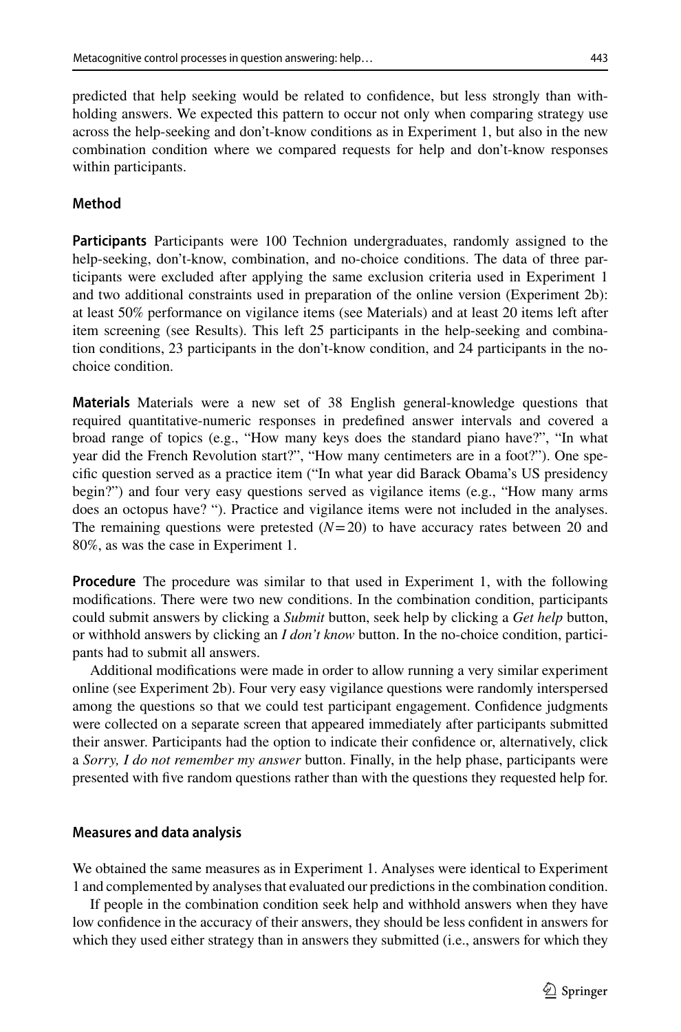predicted that help seeking would be related to confidence, but less strongly than withholding answers. We expected this pattern to occur not only when comparing strategy use across the help-seeking and don't-know conditions as in Experiment 1, but also in the new combination condition where we compared requests for help and don't-know responses within participants.

### Method

**Participants** Participants were 100 Technion undergraduates, randomly assigned to the help-seeking, don't-know, combination, and no-choice conditions. The data of three participants were excluded after applying the same exclusion criteria used in Experiment 1 and two additional constraints used in preparation of the online version (Experiment 2b): at least 50% performance on vigilance items (see Materials) and at least 20 items left after item screening (see Results). This left 25 participants in the help-seeking and combination conditions, 23 participants in the don't-know condition, and 24 participants in the no-choice condition.

**Materials** Materials were a new set of 38 English general-knowledge questions that required quantitative-numeric responses in predefined answer intervals and covered a broad range of topics (e.g., "How many keys does the standard piano have?", "In what year did the French Revolution start?", "How many centimeters are in a foot?"). One specific question served as a practice item ("In what year did Barack Obama's US presidency begin?") and four very easy questions served as vigilance items (e.g., "How many arms does an octopus have? "). Practice and vigilance items were not included in the analyses. The remaining questions were pretested ($N=20$) to have accuracy rates between 20 and 80%, as was the case in Experiment 1.

**Procedure** The procedure was similar to that used in Experiment 1, with the following modifications. There were two new conditions. In the combination condition, participants could submit answers by clicking a *Submit* button, seek help by clicking a *Get help* button, or withhold answers by clicking an *I don't know* button. In the no-choice condition, participants had to submit all answers.

Additional modifications were made in order to allow running a very similar experiment online (see Experiment 2b). Four very easy vigilance questions were randomly interspersed among the questions so that we could test participant engagement. Confidence judgments were collected on a separate screen that appeared immediately after participants submitted their answer. Participants had the option to indicate their confidence or, alternatively, click a *Sorry, I do not remember my answer* button. Finally, in the help phase, participants were presented with five random questions rather than with the questions they requested help for.

### Measures and data analysis

We obtained the same measures as in Experiment 1. Analyses were identical to Experiment 1 and complemented by analyses that evaluated our predictions in the combination condition.

If people in the combination condition seek help and withhold answers when they have low confidence in the accuracy of their answers, they should be less confident in answers for which they used either strategy than in answers they submitted (i.e., answers for which they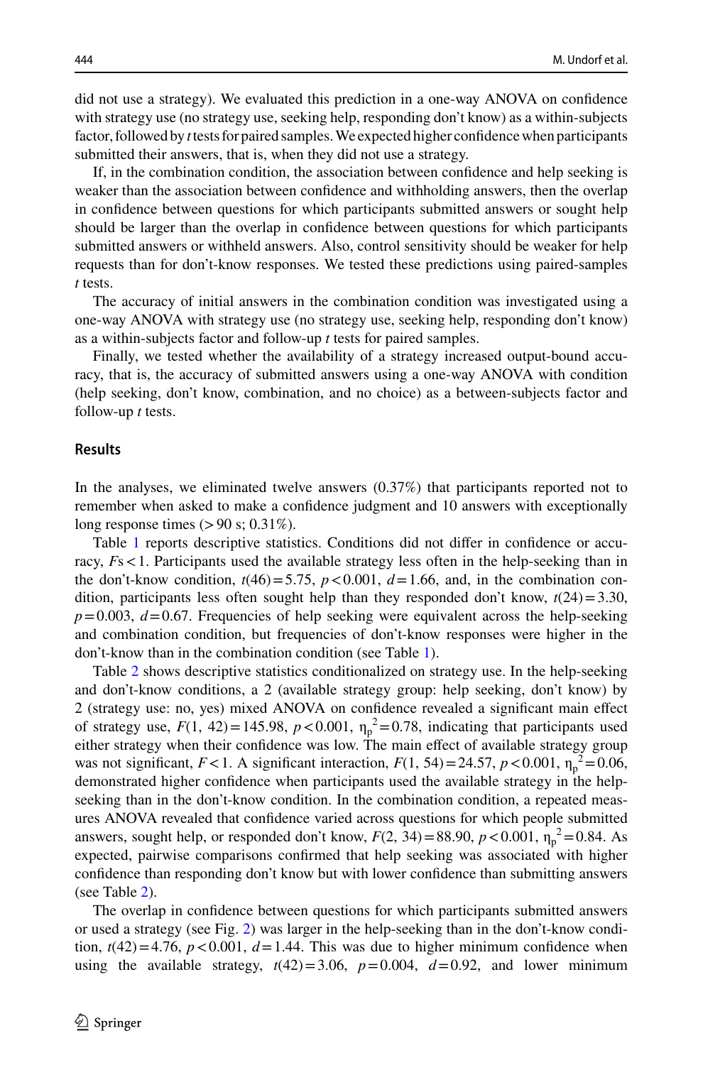did not use a strategy). We evaluated this prediction in a one-way ANOVA on confidence with strategy use (no strategy use, seeking help, responding don't know) as a within-subjects factor, followed by *t* tests for paired samples. We expected higher confidence when participants submitted their answers, that is, when they did not use a strategy.

If, in the combination condition, the association between confidence and help seeking is weaker than the association between confidence and withholding answers, then the overlap in confidence between questions for which participants submitted answers or sought help should be larger than the overlap in confidence between questions for which participants submitted answers or withheld answers. Also, control sensitivity should be weaker for help requests than for don't-know responses. We tested these predictions using paired-samples *t* tests.

The accuracy of initial answers in the combination condition was investigated using a one-way ANOVA with strategy use (no strategy use, seeking help, responding don't know) as a within-subjects factor and follow-up *t* tests for paired samples.

Finally, we tested whether the availability of a strategy increased output-bound accuracy, that is, the accuracy of submitted answers using a one-way ANOVA with condition (help seeking, don't know, combination, and no choice) as a between-subjects factor and follow-up *t* tests.

### Results

In the analyses, we eliminated twelve answers (0.37%) that participants reported not to remember when asked to make a confidence judgment and 10 answers with exceptionally long response times (> 90 s; 0.31%).

Table 1 reports descriptive statistics. Conditions did not differ in confidence or accuracy, $F$s $< 1$. Participants used the available strategy less often in the help-seeking than in the don't-know condition, $t(46) = 5.75$, $p < 0.001$, $d = 1.66$, and, in the combination condition, participants less often sought help than they responded don't know, $t(24) = 3.30$, $p = 0.003$, $d = 0.67$. Frequencies of help seeking were equivalent across the help-seeking and combination condition, but frequencies of don't-know responses were higher in the don't-know than in the combination condition (see Table 1).

Table 2 shows descriptive statistics conditionalized on strategy use. In the help-seeking and don't-know conditions, a 2 (available strategy group: help seeking, don't know) by 2 (strategy use: no, yes) mixed ANOVA on confidence revealed a significant main effect of strategy use, $F(1, 42) = 145.98$, $p < 0.001$, $\eta_p^2 = 0.78$, indicating that participants used either strategy when their confidence was low. The main effect of available strategy group was not significant, $F < 1$. A significant interaction, $F(1, 54) = 24.57$, $p < 0.001$, $\eta_p^2 = 0.06$, demonstrated higher confidence when participants used the available strategy in the help-seeking than in the don't-know condition. In the combination condition, a repeated measures ANOVA revealed that confidence varied across questions for which people submitted answers, sought help, or responded don't know, $F(2, 34) = 88.90$, $p < 0.001$, $\eta_p^2 = 0.84$. As expected, pairwise comparisons confirmed that help seeking was associated with higher confidence than responding don't know but with lower confidence than submitting answers (see Table 2).

The overlap in confidence between questions for which participants submitted answers or used a strategy (see Fig. 2) was larger in the help-seeking than in the don't-know condition, $t(42) = 4.76$, $p < 0.001$, $d = 1.44$. This was due to higher minimum confidence when using the available strategy, $t(42) = 3.06$, $p = 0.004$, $d = 0.92$, and lower minimum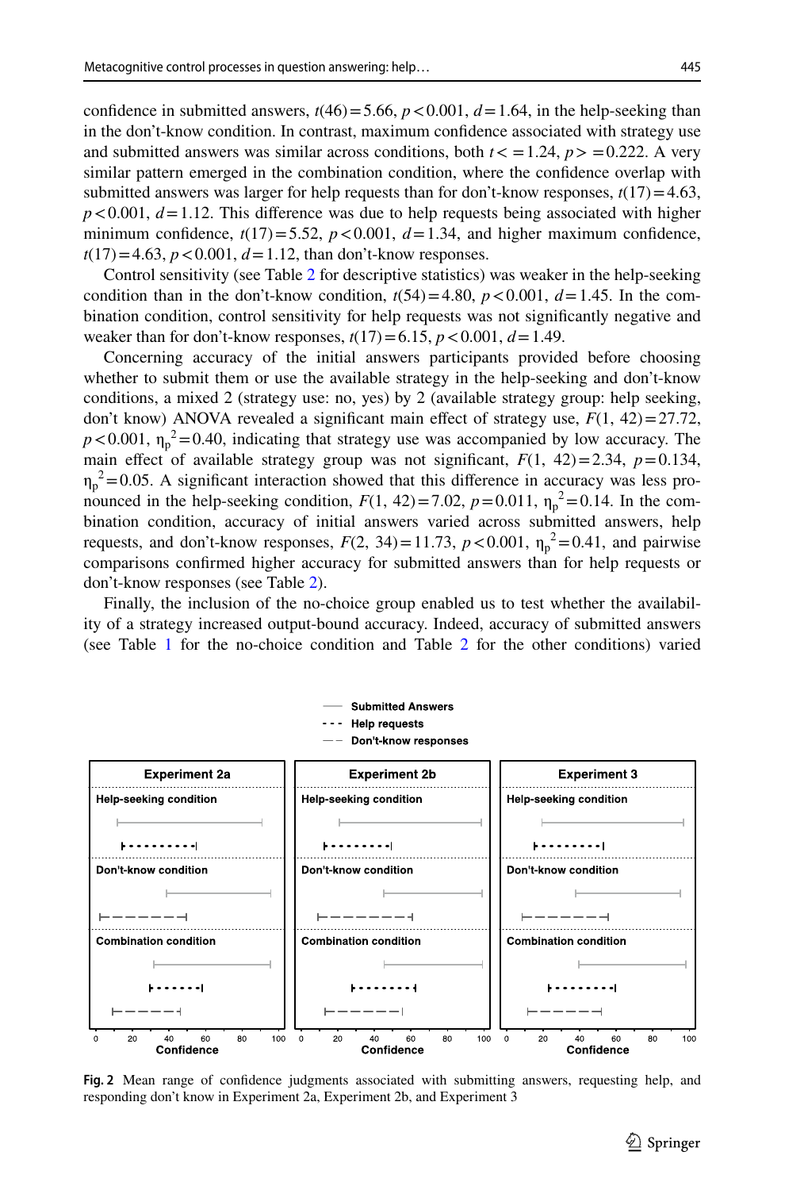confidence in submitted answers, $t(46) = 5.66$, $p < 0.001$, $d = 1.64$, in the help-seeking than in the don't-know condition. In contrast, maximum confidence associated with strategy use and submitted answers was similar across conditions, both $t <= 1.24$, $p >= 0.222$. A very similar pattern emerged in the combination condition, where the confidence overlap with submitted answers was larger for help requests than for don't-know responses, $t(17) = 4.63$, $p < 0.001$, $d = 1.12$. This difference was due to help requests being associated with higher minimum confidence, $t(17) = 5.52$, $p < 0.001$, $d = 1.34$, and higher maximum confidence, $t(17) = 4.63$, $p < 0.001$, $d = 1.12$, than don't-know responses.

Control sensitivity (see Table 2 for descriptive statistics) was weaker in the help-seeking condition than in the don't-know condition, $t(54) = 4.80$, $p < 0.001$, $d = 1.45$. In the combination condition, control sensitivity for help requests was not significantly negative and weaker than for don't-know responses, $t(17) = 6.15$, $p < 0.001$, $d = 1.49$.

Concerning accuracy of the initial answers participants provided before choosing whether to submit them or use the available strategy in the help-seeking and don't-know conditions, a mixed 2 (strategy use: no, yes) by 2 (available strategy group: help seeking, don't know) ANOVA revealed a significant main effect of strategy use, $F(1, 42) = 27.72$, $p < 0.001$, $\eta_p^2 = 0.40$, indicating that strategy use was accompanied by low accuracy. The main effect of available strategy group was not significant, $F(1, 42) = 2.34$, $p = 0.134$, $\eta_p^2 = 0.05$. A significant interaction showed that this difference in accuracy was less pronounced in the help-seeking condition, $F(1, 42) = 7.02$, $p = 0.011$, $\eta_p^2 = 0.14$. In the combination condition, accuracy of initial answers varied across submitted answers, help requests, and don't-know responses, $F(2, 34) = 11.73$, $p < 0.001$, $\eta_p^2 = 0.41$, and pairwise comparisons confirmed higher accuracy for submitted answers than for help requests or don't-know responses (see Table 2).

Finally, the inclusion of the no-choice group enabled us to test whether the availability of a strategy increased output-bound accuracy. Indeed, accuracy of submitted answers (see Table 1 for the no-choice condition and Table 2 for the other conditions) varied

**Fig. 2** Mean range of confidence judgments associated with submitting answers, requesting help, and responding don't know in Experiment 2a, Experiment 2b, and Experiment 3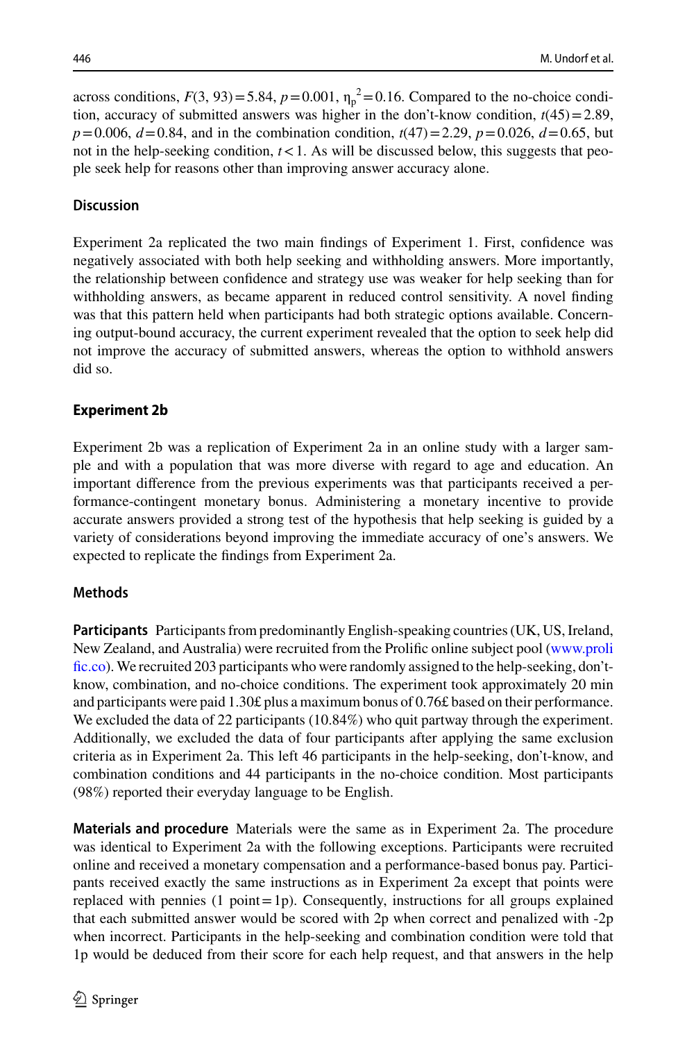across conditions, $F(3, 93) = 5.84$, $p = 0.001$, $\eta_p^2 = 0.16$. Compared to the no-choice condition, accuracy of submitted answers was higher in the don't-know condition, $t(45) = 2.89$, $p = 0.006$, $d = 0.84$, and in the combination condition, $t(47) = 2.29$, $p = 0.026$, $d = 0.65$, but not in the help-seeking condition, $t < 1$. As will be discussed below, this suggests that people seek help for reasons other than improving answer accuracy alone.

### Discussion

Experiment 2a replicated the two main findings of Experiment 1. First, confidence was negatively associated with both help seeking and withholding answers. More importantly, the relationship between confidence and strategy use was weaker for help seeking than for withholding answers, as became apparent in reduced control sensitivity. A novel finding was that this pattern held when participants had both strategic options available. Concerning output-bound accuracy, the current experiment revealed that the option to seek help did not improve the accuracy of submitted answers, whereas the option to withhold answers did so.

## Experiment 2b

Experiment 2b was a replication of Experiment 2a in an online study with a larger sample and with a population that was more diverse with regard to age and education. An important difference from the previous experiments was that participants received a performance-contingent monetary bonus. Administering a monetary incentive to provide accurate answers provided a strong test of the hypothesis that help seeking is guided by a variety of considerations beyond improving the immediate accuracy of one's answers. We expected to replicate the findings from Experiment 2a.

### Methods

**Participants** Participants from predominantly English-speaking countries (UK, US, Ireland, New Zealand, and Australia) were recruited from the Prolific online subject pool (www.prolific.co). We recruited 203 participants who were randomly assigned to the help-seeking, don't-know, combination, and no-choice conditions. The experiment took approximately 20 min and participants were paid 1.30£ plus a maximum bonus of 0.76£ based on their performance. We excluded the data of 22 participants (10.84%) who quit partway through the experiment. Additionally, we excluded the data of four participants after applying the same exclusion criteria as in Experiment 2a. This left 46 participants in the help-seeking, don't-know, and combination conditions and 44 participants in the no-choice condition. Most participants (98%) reported their everyday language to be English.

**Materials and procedure** Materials were the same as in Experiment 2a. The procedure was identical to Experiment 2a with the following exceptions. Participants were recruited online and received a monetary compensation and a performance-based bonus pay. Participants received exactly the same instructions as in Experiment 2a except that points were replaced with pennies (1 point = 1p). Consequently, instructions for all groups explained that each submitted answer would be scored with 2p when correct and penalized with -2p when incorrect. Participants in the help-seeking and combination condition were told that 1p would be deduced from their score for each help request, and that answers in the help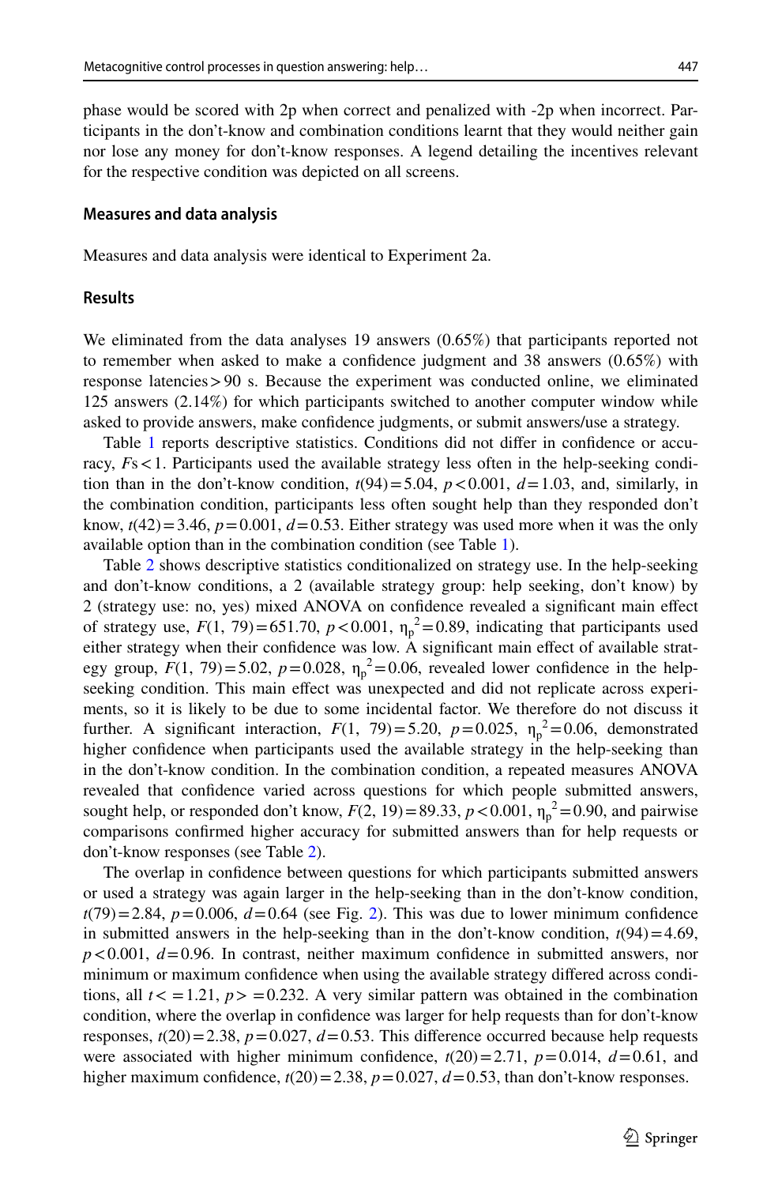phase would be scored with 2p when correct and penalized with -2p when incorrect. Participants in the don't-know and combination conditions learnt that they would neither gain nor lose any money for don't-know responses. A legend detailing the incentives relevant for the respective condition was depicted on all screens.

### Measures and data analysis

Measures and data analysis were identical to Experiment 2a.

### Results

We eliminated from the data analyses 19 answers (0.65%) that participants reported not to remember when asked to make a confidence judgment and 38 answers (0.65%) with response latencies > 90 s. Because the experiment was conducted online, we eliminated 125 answers (2.14%) for which participants switched to another computer window while asked to provide answers, make confidence judgments, or submit answers/use a strategy.

Table 1 reports descriptive statistics. Conditions did not differ in confidence or accuracy, $F$s < 1. Participants used the available strategy less often in the help-seeking condition than in the don't-know condition, $t(94) = 5.04$, $p < 0.001$, $d = 1.03$, and, similarly, in the combination condition, participants less often sought help than they responded don't know, $t(42) = 3.46$, $p = 0.001$, $d = 0.53$. Either strategy was used more when it was the only available option than in the combination condition (see Table 1).

Table 2 shows descriptive statistics conditionalized on strategy use. In the help-seeking and don't-know conditions, a 2 (available strategy group: help seeking, don't know) by 2 (strategy use: no, yes) mixed ANOVA on confidence revealed a significant main effect of strategy use, $F(1, 79) = 651.70$, $p < 0.001$, $\eta_p^2 = 0.89$, indicating that participants used either strategy when their confidence was low. A significant main effect of available strategy group, $F(1, 79) = 5.02$, $p = 0.028$, $\eta_p^2 = 0.06$, revealed lower confidence in the help-seeking condition. This main effect was unexpected and did not replicate across experiments, so it is likely to be due to some incidental factor. We therefore do not discuss it further. A significant interaction, $F(1, 79) = 5.20$, $p = 0.025$, $\eta_p^2 = 0.06$, demonstrated higher confidence when participants used the available strategy in the help-seeking than in the don't-know condition. In the combination condition, a repeated measures ANOVA revealed that confidence varied across questions for which people submitted answers, sought help, or responded don't know, $F(2, 19) = 89.33$, $p < 0.001$, $\eta_p^2 = 0.90$, and pairwise comparisons confirmed higher accuracy for submitted answers than for help requests or don't-know responses (see Table 2).

The overlap in confidence between questions for which participants submitted answers or used a strategy was again larger in the help-seeking than in the don't-know condition, $t(79) = 2.84$, $p = 0.006$, $d = 0.64$ (see Fig. 2). This was due to lower minimum confidence in submitted answers in the help-seeking than in the don't-know condition, $t(94) = 4.69$, $p < 0.001$, $d = 0.96$. In contrast, neither maximum confidence in submitted answers, nor minimum or maximum confidence when using the available strategy differed across conditions, all $t <= 1.21$, $p >= 0.232$. A very similar pattern was obtained in the combination condition, where the overlap in confidence was larger for help requests than for don't-know responses, $t(20) = 2.38$, $p = 0.027$, $d = 0.53$. This difference occurred because help requests were associated with higher minimum confidence, $t(20) = 2.71$, $p = 0.014$, $d = 0.61$, and higher maximum confidence, $t(20) = 2.38$, $p = 0.027$, $d = 0.53$, than don't-know responses.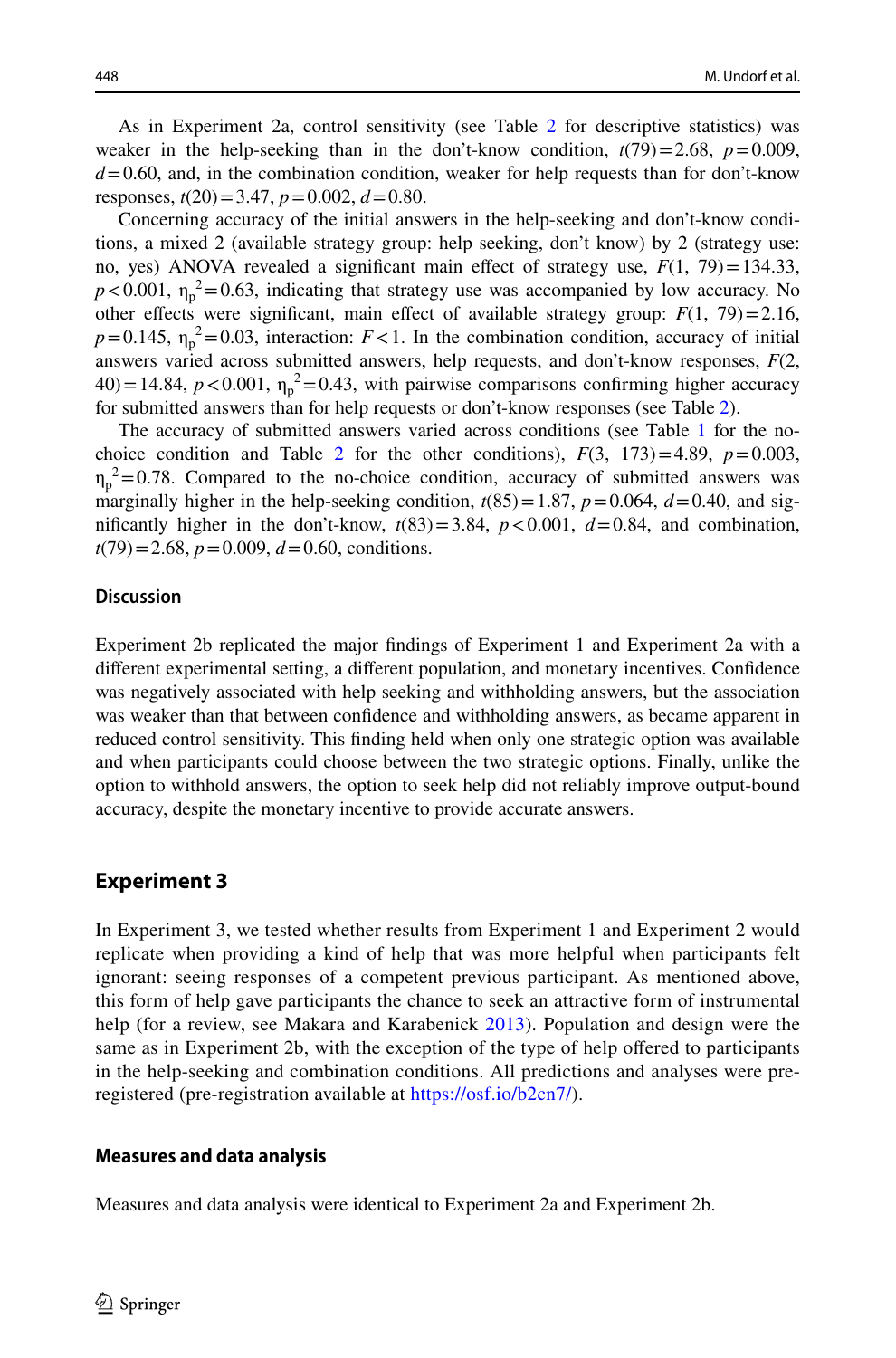As in Experiment 2a, control sensitivity (see Table 2 for descriptive statistics) was weaker in the help-seeking than in the don't-know condition, $t(79) = 2.68$, $p = 0.009$, $d = 0.60$, and, in the combination condition, weaker for help requests than for don't-know responses, $t(20) = 3.47$, $p = 0.002$, $d = 0.80$.

Concerning accuracy of the initial answers in the help-seeking and don't-know conditions, a mixed 2 (available strategy group: help seeking, don't know) by 2 (strategy use: no, yes) ANOVA revealed a significant main effect of strategy use, $F(1,\ 79) = 134.33$, $p < 0.001$, $\eta_p^2 = 0.63$, indicating that strategy use was accompanied by low accuracy. No other effects were significant, main effect of available strategy group: $F(1,\ 79) = 2.16$, $p = 0.145$, $\eta_p^2 = 0.03$, interaction: $F < 1$. In the combination condition, accuracy of initial answers varied across submitted answers, help requests, and don't-know responses, $F(2,\ 40) = 14.84$, $p < 0.001$, $\eta_p^2 = 0.43$, with pairwise comparisons confirming higher accuracy for submitted answers than for help requests or don't-know responses (see Table 2).

The accuracy of submitted answers varied across conditions (see Table 1 for the no-choice condition and Table 2 for the other conditions), $F(3,\ 173) = 4.89$, $p = 0.003$, $\eta_p^2 = 0.78$. Compared to the no-choice condition, accuracy of submitted answers was marginally higher in the help-seeking condition, $t(85) = 1.87$, $p = 0.064$, $d = 0.40$, and significantly higher in the don't-know, $t(83) = 3.84$, $p < 0.001$, $d = 0.84$, and combination, $t(79) = 2.68$, $p = 0.009$, $d = 0.60$, conditions.

### Discussion

Experiment 2b replicated the major findings of Experiment 1 and Experiment 2a with a different experimental setting, a different population, and monetary incentives. Confidence was negatively associated with help seeking and withholding answers, but the association was weaker than that between confidence and withholding answers, as became apparent in reduced control sensitivity. This finding held when only one strategic option was available and when participants could choose between the two strategic options. Finally, unlike the option to withhold answers, the option to seek help did not reliably improve output-bound accuracy, despite the monetary incentive to provide accurate answers.

## Experiment 3

In Experiment 3, we tested whether results from Experiment 1 and Experiment 2 would replicate when providing a kind of help that was more helpful when participants felt ignorant: seeing responses of a competent previous participant. As mentioned above, this form of help gave participants the chance to seek an attractive form of instrumental help (for a review, see Makara and Karabenick 2013). Population and design were the same as in Experiment 2b, with the exception of the type of help offered to participants in the help-seeking and combination conditions. All predictions and analyses were pre-registered (pre-registration available at https://osf.io/b2cn7/).

### Measures and data analysis

Measures and data analysis were identical to Experiment 2a and Experiment 2b.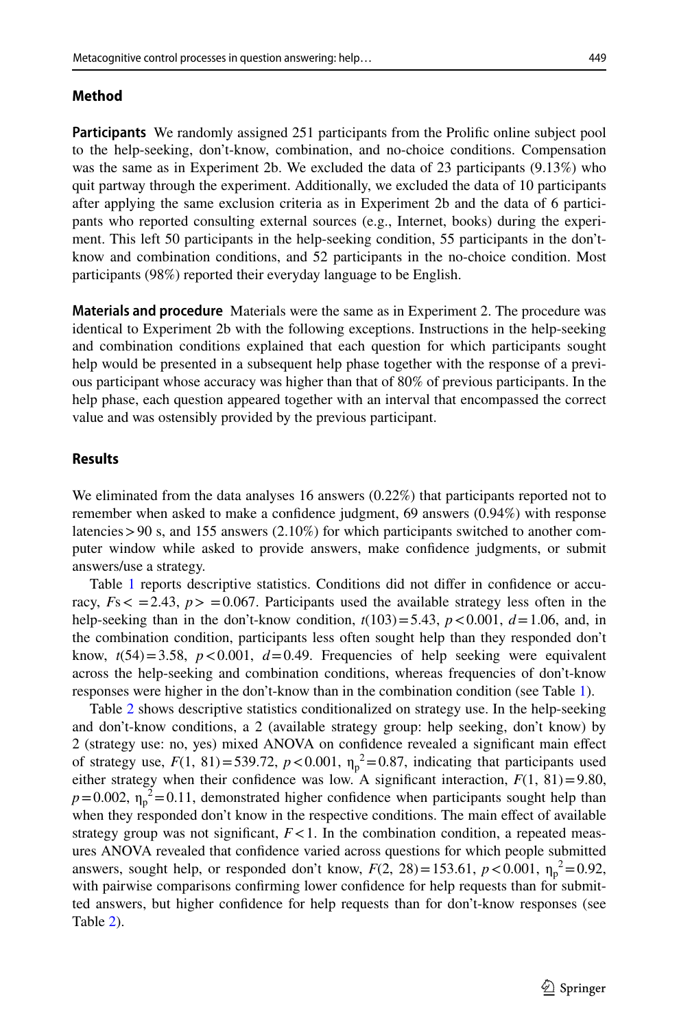### Method

**Participants** We randomly assigned 251 participants from the Prolific online subject pool to the help-seeking, don't-know, combination, and no-choice conditions. Compensation was the same as in Experiment 2b. We excluded the data of 23 participants (9.13%) who quit partway through the experiment. Additionally, we excluded the data of 10 participants after applying the same exclusion criteria as in Experiment 2b and the data of 6 participants who reported consulting external sources (e.g., Internet, books) during the experiment. This left 50 participants in the help-seeking condition, 55 participants in the don't-know and combination conditions, and 52 participants in the no-choice condition. Most participants (98%) reported their everyday language to be English.

**Materials and procedure** Materials were the same as in Experiment 2. The procedure was identical to Experiment 2b with the following exceptions. Instructions in the help-seeking and combination conditions explained that each question for which participants sought help would be presented in a subsequent help phase together with the response of a previous participant whose accuracy was higher than that of 80% of previous participants. In the help phase, each question appeared together with an interval that encompassed the correct value and was ostensibly provided by the previous participant.

### Results

We eliminated from the data analyses 16 answers (0.22%) that participants reported not to remember when asked to make a confidence judgment, 69 answers (0.94%) with response latencies > 90 s, and 155 answers (2.10%) for which participants switched to another computer window while asked to provide answers, make confidence judgments, or submit answers/use a strategy.

Table 1 reports descriptive statistics. Conditions did not differ in confidence or accuracy, $Fs <= 2.43$, $p >= 0.067$. Participants used the available strategy less often in the help-seeking than in the don't-know condition, $t(103) = 5.43$, $p < 0.001$, $d = 1.06$, and, in the combination condition, participants less often sought help than they responded don't know, $t(54) = 3.58$, $p < 0.001$, $d = 0.49$. Frequencies of help seeking were equivalent across the help-seeking and combination conditions, whereas frequencies of don't-know responses were higher in the don't-know than in the combination condition (see Table 1).

Table 2 shows descriptive statistics conditionalized on strategy use. In the help-seeking and don't-know conditions, a 2 (available strategy group: help seeking, don't know) by 2 (strategy use: no, yes) mixed ANOVA on confidence revealed a significant main effect of strategy use, $F(1, 81) = 539.72$, $p < 0.001$, $\eta_p^2 = 0.87$, indicating that participants used either strategy when their confidence was low. A significant interaction, $F(1, 81) = 9.80$, $p = 0.002$, $\eta_p^2 = 0.11$, demonstrated higher confidence when participants sought help than when they responded don't know in the respective conditions. The main effect of available strategy group was not significant, $F < 1$. In the combination condition, a repeated measures ANOVA revealed that confidence varied across questions for which people submitted answers, sought help, or responded don't know, $F(2, 28) = 153.61$, $p < 0.001$, $\eta_p^2 = 0.92$, with pairwise comparisons confirming lower confidence for help requests than for submitted answers, but higher confidence for help requests than for don't-know responses (see Table 2).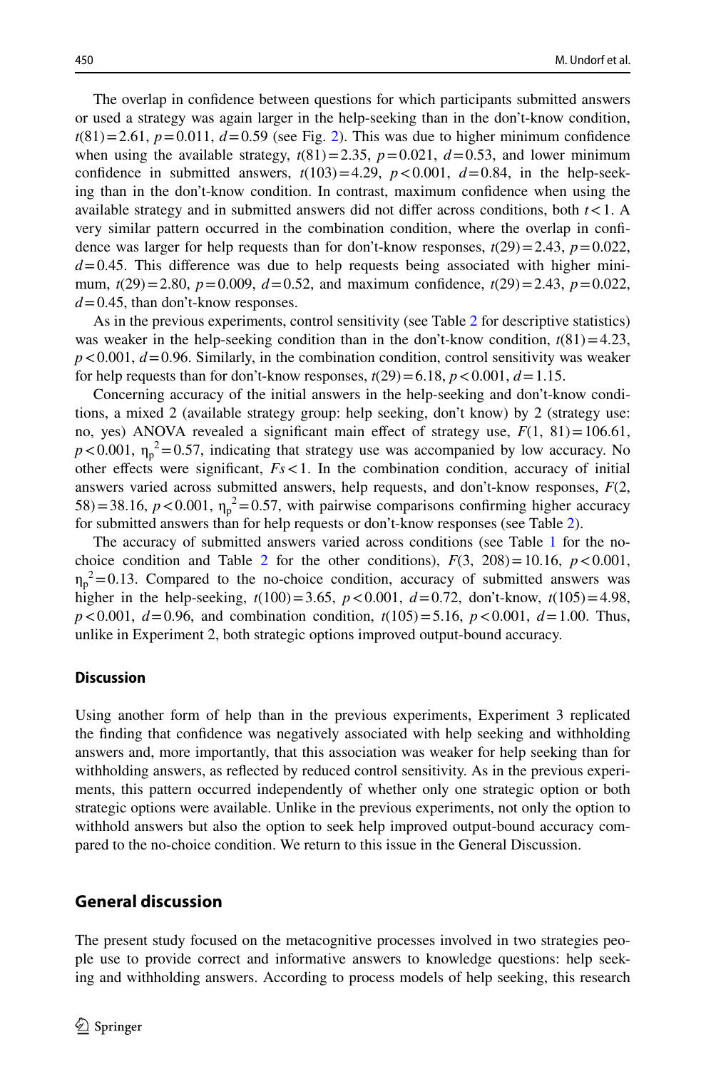The overlap in confidence between questions for which participants submitted answers or used a strategy was again larger in the help-seeking than in the don't-know condition, $t(81) = 2.61$, $p = 0.011$, $d = 0.59$ (see Fig. 2). This was due to higher minimum confidence when using the available strategy, $t(81) = 2.35$, $p = 0.021$, $d = 0.53$, and lower minimum confidence in submitted answers, $t(103) = 4.29$, $p < 0.001$, $d = 0.84$, in the help-seeking than in the don't-know condition. In contrast, maximum confidence when using the available strategy and in submitted answers did not differ across conditions, both $t < 1$. A very similar pattern occurred in the combination condition, where the overlap in confidence was larger for help requests than for don't-know responses, $t(29) = 2.43$, $p = 0.022$, $d = 0.45$. This difference was due to help requests being associated with higher minimum, $t(29) = 2.80$, $p = 0.009$, $d = 0.52$, and maximum confidence, $t(29) = 2.43$, $p = 0.022$, $d = 0.45$, than don't-know responses.

As in the previous experiments, control sensitivity (see Table 2 for descriptive statistics) was weaker in the help-seeking condition than in the don't-know condition, $t(81) = 4.23$, $p < 0.001$, $d = 0.96$. Similarly, in the combination condition, control sensitivity was weaker for help requests than for don't-know responses, $t(29) = 6.18$, $p < 0.001$, $d = 1.15$.

Concerning accuracy of the initial answers in the help-seeking and don't-know conditions, a mixed 2 (available strategy group: help seeking, don't know) by 2 (strategy use: no, yes) ANOVA revealed a significant main effect of strategy use, $F(1, 81) = 106.61$, $p < 0.001$, $\eta_p^2 = 0.57$, indicating that strategy use was accompanied by low accuracy. No other effects were significant, $Fs < 1$. In the combination condition, accuracy of initial answers varied across submitted answers, help requests, and don't-know responses, $F(2, 58) = 38.16$, $p < 0.001$, $\eta_p^2 = 0.57$, with pairwise comparisons confirming higher accuracy for submitted answers than for help requests or don't-know responses (see Table 2).

The accuracy of submitted answers varied across conditions (see Table 1 for the no-choice condition and Table 2 for the other conditions), $F(3, 208) = 10.16$, $p < 0.001$, $\eta_p^2 = 0.13$. Compared to the no-choice condition, accuracy of submitted answers was higher in the help-seeking, $t(100) = 3.65$, $p < 0.001$, $d = 0.72$, don't-know, $t(105) = 4.98$, $p < 0.001$, $d = 0.96$, and combination condition, $t(105) = 5.16$, $p < 0.001$, $d = 1.00$. Thus, unlike in Experiment 2, both strategic options improved output-bound accuracy.

### Discussion

Using another form of help than in the previous experiments, Experiment 3 replicated the finding that confidence was negatively associated with help seeking and withholding answers and, more importantly, that this association was weaker for help seeking than for withholding answers, as reflected by reduced control sensitivity. As in the previous experiments, this pattern occurred independently of whether only one strategic option or both strategic options were available. Unlike in the previous experiments, not only the option to withhold answers but also the option to seek help improved output-bound accuracy compared to the no-choice condition. We return to this issue in the General Discussion.

## General discussion

The present study focused on the metacognitive processes involved in two strategies people use to provide correct and informative answers to knowledge questions: help seeking and withholding answers. According to process models of help seeking, this research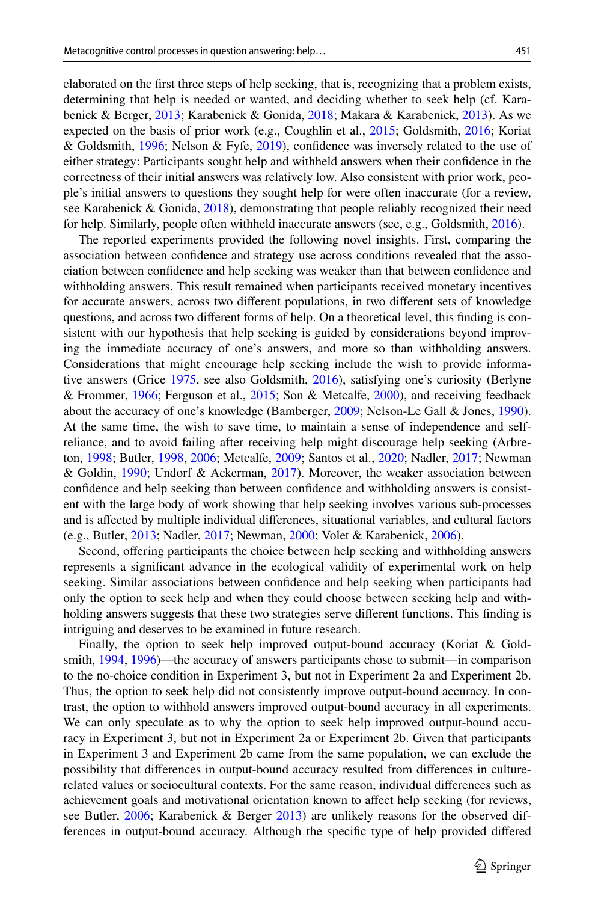elaborated on the first three steps of help seeking, that is, recognizing that a problem exists, determining that help is needed or wanted, and deciding whether to seek help (cf. Karabenick & Berger, 2013; Karabenick & Gonida, 2018; Makara & Karabenick, 2013). As we expected on the basis of prior work (e.g., Coughlin et al., 2015; Goldsmith, 2016; Koriat & Goldsmith, 1996; Nelson & Fyfe, 2019), confidence was inversely related to the use of either strategy: Participants sought help and withheld answers when their confidence in the correctness of their initial answers was relatively low. Also consistent with prior work, people's initial answers to questions they sought help for were often inaccurate (for a review, see Karabenick & Gonida, 2018), demonstrating that people reliably recognized their need for help. Similarly, people often withheld inaccurate answers (see, e.g., Goldsmith, 2016).

The reported experiments provided the following novel insights. First, comparing the association between confidence and strategy use across conditions revealed that the association between confidence and help seeking was weaker than that between confidence and withholding answers. This result remained when participants received monetary incentives for accurate answers, across two different populations, in two different sets of knowledge questions, and across two different forms of help. On a theoretical level, this finding is consistent with our hypothesis that help seeking is guided by considerations beyond improving the immediate accuracy of one's answers, and more so than withholding answers. Considerations that might encourage help seeking include the wish to provide informative answers (Grice 1975, see also Goldsmith, 2016), satisfying one's curiosity (Berlyne & Frommer, 1966; Ferguson et al., 2015; Son & Metcalfe, 2000), and receiving feedback about the accuracy of one's knowledge (Bamberger, 2009; Nelson-Le Gall & Jones, 1990). At the same time, the wish to save time, to maintain a sense of independence and self-reliance, and to avoid failing after receiving help might discourage help seeking (Arbreton, 1998; Butler, 1998, 2006; Metcalfe, 2009; Santos et al., 2020; Nadler, 2017; Newman & Goldin, 1990; Undorf & Ackerman, 2017). Moreover, the weaker association between confidence and help seeking than between confidence and withholding answers is consistent with the large body of work showing that help seeking involves various sub-processes and is affected by multiple individual differences, situational variables, and cultural factors (e.g., Butler, 2013; Nadler, 2017; Newman, 2000; Volet & Karabenick, 2006).

Second, offering participants the choice between help seeking and withholding answers represents a significant advance in the ecological validity of experimental work on help seeking. Similar associations between confidence and help seeking when participants had only the option to seek help and when they could choose between seeking help and withholding answers suggests that these two strategies serve different functions. This finding is intriguing and deserves to be examined in future research.

Finally, the option to seek help improved output-bound accuracy (Koriat & Goldsmith, 1994, 1996)—the accuracy of answers participants chose to submit—in comparison to the no-choice condition in Experiment 3, but not in Experiment 2a and Experiment 2b. Thus, the option to seek help did not consistently improve output-bound accuracy. In contrast, the option to withhold answers improved output-bound accuracy in all experiments. We can only speculate as to why the option to seek help improved output-bound accuracy in Experiment 3, but not in Experiment 2a or Experiment 2b. Given that participants in Experiment 3 and Experiment 2b came from the same population, we can exclude the possibility that differences in output-bound accuracy resulted from differences in culture-related values or sociocultural contexts. For the same reason, individual differences such as achievement goals and motivational orientation known to affect help seeking (for reviews, see Butler, 2006; Karabenick & Berger 2013) are unlikely reasons for the observed differences in output-bound accuracy. Although the specific type of help provided differed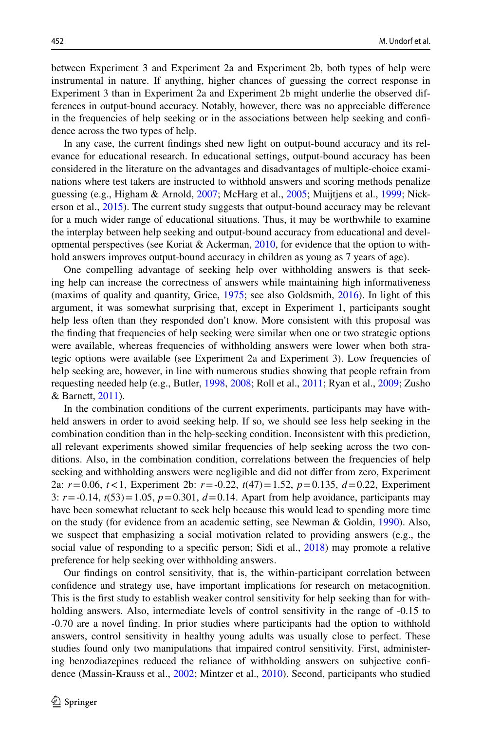between Experiment 3 and Experiment 2a and Experiment 2b, both types of help were instrumental in nature. If anything, higher chances of guessing the correct response in Experiment 3 than in Experiment 2a and Experiment 2b might underlie the observed differences in output-bound accuracy. Notably, however, there was no appreciable difference in the frequencies of help seeking or in the associations between help seeking and confidence across the two types of help.

In any case, the current findings shed new light on output-bound accuracy and its relevance for educational research. In educational settings, output-bound accuracy has been considered in the literature on the advantages and disadvantages of multiple-choice examinations where test takers are instructed to withhold answers and scoring methods penalize guessing (e.g., Higham & Arnold, 2007; McHarg et al., 2005; Muijtjens et al., 1999; Nickerson et al., 2015). The current study suggests that output-bound accuracy may be relevant for a much wider range of educational situations. Thus, it may be worthwhile to examine the interplay between help seeking and output-bound accuracy from educational and developmental perspectives (see Koriat & Ackerman, 2010, for evidence that the option to withhold answers improves output-bound accuracy in children as young as 7 years of age).

One compelling advantage of seeking help over withholding answers is that seeking help can increase the correctness of answers while maintaining high informativeness (maxims of quality and quantity, Grice, 1975; see also Goldsmith, 2016). In light of this argument, it was somewhat surprising that, except in Experiment 1, participants sought help less often than they responded don't know. More consistent with this proposal was the finding that frequencies of help seeking were similar when one or two strategic options were available, whereas frequencies of withholding answers were lower when both strategic options were available (see Experiment 2a and Experiment 3). Low frequencies of help seeking are, however, in line with numerous studies showing that people refrain from requesting needed help (e.g., Butler, 1998, 2008; Roll et al., 2011; Ryan et al., 2009; Zusho & Barnett, 2011).

In the combination conditions of the current experiments, participants may have withheld answers in order to avoid seeking help. If so, we should see less help seeking in the combination condition than in the help-seeking condition. Inconsistent with this prediction, all relevant experiments showed similar frequencies of help seeking across the two conditions. Also, in the combination condition, correlations between the frequencies of help seeking and withholding answers were negligible and did not differ from zero, Experiment 2a: $r = 0.06$, $t < 1$, Experiment 2b: $r = -0.22$, $t(47) = 1.52$, $p = 0.135$, $d = 0.22$, Experiment 3: $r = -0.14$, $t(53) = 1.05$, $p = 0.301$, $d = 0.14$. Apart from help avoidance, participants may have been somewhat reluctant to seek help because this would lead to spending more time on the study (for evidence from an academic setting, see Newman & Goldin, 1990). Also, we suspect that emphasizing a social motivation related to providing answers (e.g., the social value of responding to a specific person; Sidi et al., 2018) may promote a relative preference for help seeking over withholding answers.

Our findings on control sensitivity, that is, the within-participant correlation between confidence and strategy use, have important implications for research on metacognition. This is the first study to establish weaker control sensitivity for help seeking than for withholding answers. Also, intermediate levels of control sensitivity in the range of -0.15 to -0.70 are a novel finding. In prior studies where participants had the option to withhold answers, control sensitivity in healthy young adults was usually close to perfect. These studies found only two manipulations that impaired control sensitivity. First, administering benzodiazepines reduced the reliance of withholding answers on subjective confidence (Massin-Krauss et al., 2002; Mintzer et al., 2010). Second, participants who studied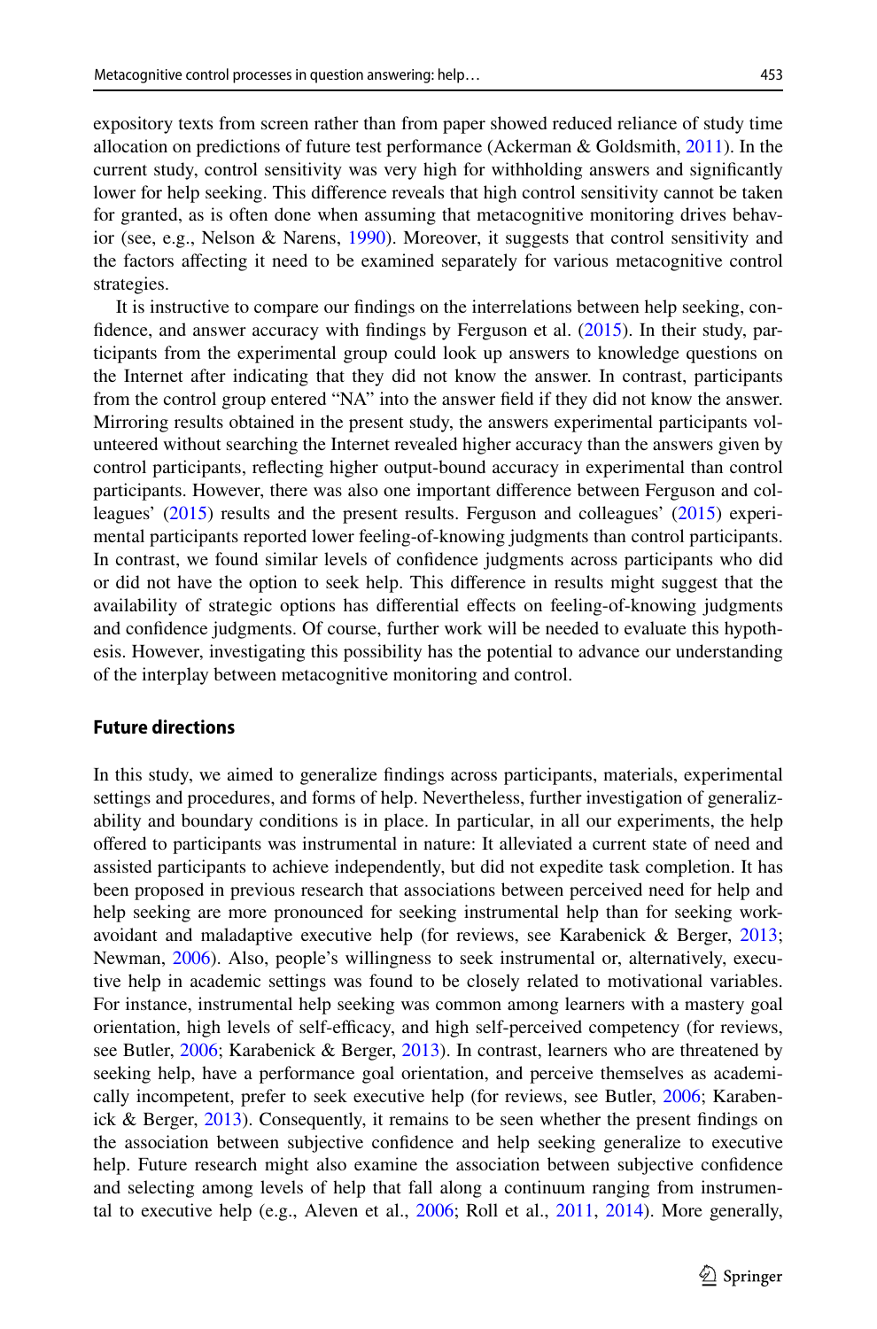expository texts from screen rather than from paper showed reduced reliance of study time allocation on predictions of future test performance (Ackerman & Goldsmith, 2011). In the current study, control sensitivity was very high for withholding answers and significantly lower for help seeking. This difference reveals that high control sensitivity cannot be taken for granted, as is often done when assuming that metacognitive monitoring drives behavior (see, e.g., Nelson & Narens, 1990). Moreover, it suggests that control sensitivity and the factors affecting it need to be examined separately for various metacognitive control strategies.

It is instructive to compare our findings on the interrelations between help seeking, confidence, and answer accuracy with findings by Ferguson et al. (2015). In their study, participants from the experimental group could look up answers to knowledge questions on the Internet after indicating that they did not know the answer. In contrast, participants from the control group entered "NA" into the answer field if they did not know the answer. Mirroring results obtained in the present study, the answers experimental participants volunteered without searching the Internet revealed higher accuracy than the answers given by control participants, reflecting higher output-bound accuracy in experimental than control participants. However, there was also one important difference between Ferguson and colleagues' (2015) results and the present results. Ferguson and colleagues' (2015) experimental participants reported lower feeling-of-knowing judgments than control participants. In contrast, we found similar levels of confidence judgments across participants who did or did not have the option to seek help. This difference in results might suggest that the availability of strategic options has differential effects on feeling-of-knowing judgments and confidence judgments. Of course, further work will be needed to evaluate this hypothesis. However, investigating this possibility has the potential to advance our understanding of the interplay between metacognitive monitoring and control.

## Future directions

In this study, we aimed to generalize findings across participants, materials, experimental settings and procedures, and forms of help. Nevertheless, further investigation of generalizability and boundary conditions is in place. In particular, in all our experiments, the help offered to participants was instrumental in nature: It alleviated a current state of need and assisted participants to achieve independently, but did not expedite task completion. It has been proposed in previous research that associations between perceived need for help and help seeking are more pronounced for seeking instrumental help than for seeking work-avoidant and maladaptive executive help (for reviews, see Karabenick & Berger, 2013; Newman, 2006). Also, people's willingness to seek instrumental or, alternatively, executive help in academic settings was found to be closely related to motivational variables. For instance, instrumental help seeking was common among learners with a mastery goal orientation, high levels of self-efficacy, and high self-perceived competency (for reviews, see Butler, 2006; Karabenick & Berger, 2013). In contrast, learners who are threatened by seeking help, have a performance goal orientation, and perceive themselves as academically incompetent, prefer to seek executive help (for reviews, see Butler, 2006; Karabenick & Berger, 2013). Consequently, it remains to be seen whether the present findings on the association between subjective confidence and help seeking generalize to executive help. Future research might also examine the association between subjective confidence and selecting among levels of help that fall along a continuum ranging from instrumental to executive help (e.g., Aleven et al., 2006; Roll et al., 2011, 2014). More generally,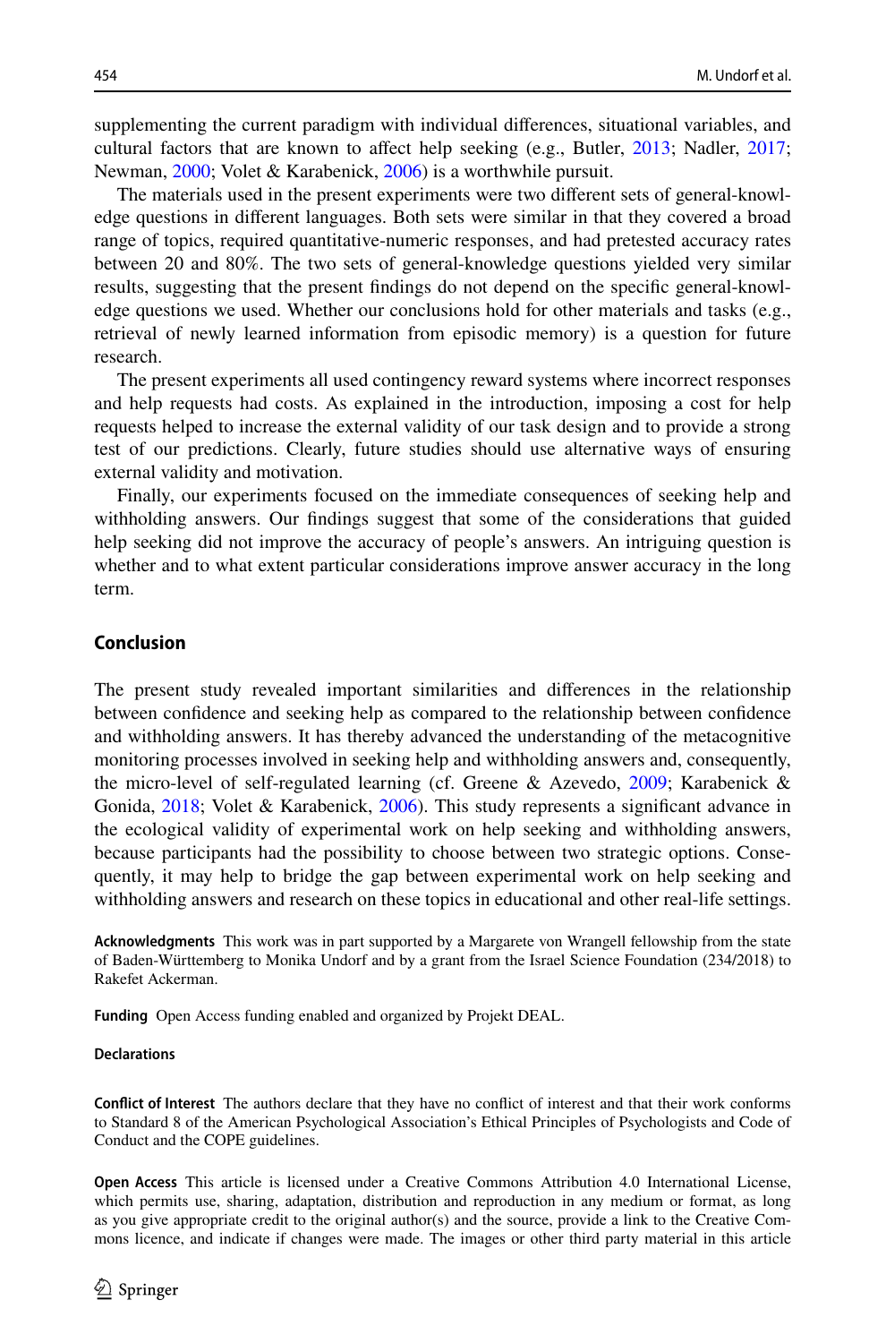supplementing the current paradigm with individual differences, situational variables, and cultural factors that are known to affect help seeking (e.g., Butler, 2013; Nadler, 2017; Newman, 2000; Volet & Karabenick, 2006) is a worthwhile pursuit.

The materials used in the present experiments were two different sets of general-knowledge questions in different languages. Both sets were similar in that they covered a broad range of topics, required quantitative-numeric responses, and had pretested accuracy rates between 20 and 80%. The two sets of general-knowledge questions yielded very similar results, suggesting that the present findings do not depend on the specific general-knowledge questions we used. Whether our conclusions hold for other materials and tasks (e.g., retrieval of newly learned information from episodic memory) is a question for future research.

The present experiments all used contingency reward systems where incorrect responses and help requests had costs. As explained in the introduction, imposing a cost for help requests helped to increase the external validity of our task design and to provide a strong test of our predictions. Clearly, future studies should use alternative ways of ensuring external validity and motivation.

Finally, our experiments focused on the immediate consequences of seeking help and withholding answers. Our findings suggest that some of the considerations that guided help seeking did not improve the accuracy of people's answers. An intriguing question is whether and to what extent particular considerations improve answer accuracy in the long term.

## Conclusion

The present study revealed important similarities and differences in the relationship between confidence and seeking help as compared to the relationship between confidence and withholding answers. It has thereby advanced the understanding of the metacognitive monitoring processes involved in seeking help and withholding answers and, consequently, the micro-level of self-regulated learning (cf. Greene & Azevedo, 2009; Karabenick & Gonida, 2018; Volet & Karabenick, 2006). This study represents a significant advance in the ecological validity of experimental work on help seeking and withholding answers, because participants had the possibility to choose between two strategic options. Consequently, it may help to bridge the gap between experimental work on help seeking and withholding answers and research on these topics in educational and other real-life settings.

**Acknowledgments** This work was in part supported by a Margarete von Wrangell fellowship from the state of Baden-Württemberg to Monika Undorf and by a grant from the Israel Science Foundation (234/2018) to Rakefet Ackerman.

**Funding** Open Access funding enabled and organized by Projekt DEAL.

#### Declarations

**Conflict of Interest** The authors declare that they have no conflict of interest and that their work conforms to Standard 8 of the American Psychological Association's Ethical Principles of Psychologists and Code of Conduct and the COPE guidelines.

**Open Access** This article is licensed under a Creative Commons Attribution 4.0 International License, which permits use, sharing, adaptation, distribution and reproduction in any medium or format, as long as you give appropriate credit to the original author(s) and the source, provide a link to the Creative Commons licence, and indicate if changes were made. The images or other third party material in this article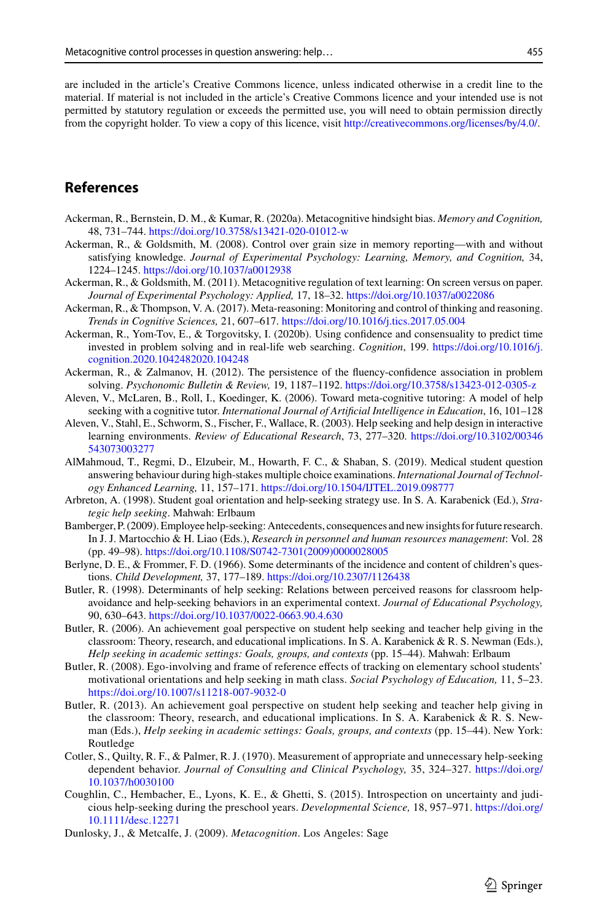are included in the article's Creative Commons licence, unless indicated otherwise in a credit line to the material. If material is not included in the article's Creative Commons licence and your intended use is not permitted by statutory regulation or exceeds the permitted use, you will need to obtain permission directly from the copyright holder. To view a copy of this licence, visit http://creativecommons.org/licenses/by/4.0/.

## References

Ackerman, R., Bernstein, D. M., & Kumar, R. (2020a). Metacognitive hindsight bias. *Memory and Cognition,* 48, 731–744. https://doi.org/10.3758/s13421-020-01012-w

Ackerman, R., & Goldsmith, M. (2008). Control over grain size in memory reporting—with and without satisfying knowledge. *Journal of Experimental Psychology: Learning, Memory, and Cognition,* 34, 1224–1245. https://doi.org/10.1037/a0012938

Ackerman, R., & Goldsmith, M. (2011). Metacognitive regulation of text learning: On screen versus on paper. *Journal of Experimental Psychology: Applied,* 17, 18–32. https://doi.org/10.1037/a0022086

Ackerman, R., & Thompson, V. A. (2017). Meta-reasoning: Monitoring and control of thinking and reasoning. *Trends in Cognitive Sciences,* 21, 607–617. https://doi.org/10.1016/j.tics.2017.05.004

Ackerman, R., Yom-Tov, E., & Torgovitsky, I. (2020b). Using confidence and consensuality to predict time invested in problem solving and in real-life web searching. *Cognition*, 199. https://doi.org/10.1016/j.cognition.2020.1042482020.104248

Ackerman, R., & Zalmanov, H. (2012). The persistence of the fluency-confidence association in problem solving. *Psychonomic Bulletin & Review,* 19, 1187–1192. https://doi.org/10.3758/s13423-012-0305-z

Aleven, V., McLaren, B., Roll, I., Koedinger, K. (2006). Toward meta-cognitive tutoring: A model of help seeking with a cognitive tutor. *International Journal of Artificial Intelligence in Education*, 16, 101–128

Aleven, V., Stahl, E., Schworm, S., Fischer, F., Wallace, R. (2003). Help seeking and help design in interactive learning environments. *Review of Educational Research*, 73, 277–320. https://doi.org/10.3102/00346543073003277

AlMahmoud, T., Regmi, D., Elzubeir, M., Howarth, F. C., & Shaban, S. (2019). Medical student question answering behaviour during high-stakes multiple choice examinations. *International Journal of Technology Enhanced Learning,* 11, 157–171. https://doi.org/10.1504/IJTEL.2019.098777

Arbreton, A. (1998). Student goal orientation and help-seeking strategy use. In S. A. Karabenick (Ed.), *Strategic help seeking*. Mahwah: Erlbaum

Bamberger, P. (2009). Employee help-seeking: Antecedents, consequences and new insights for future research. In J. J. Martocchio & H. Liao (Eds.), *Research in personnel and human resources management*: Vol. 28 (pp. 49–98). https://doi.org/10.1108/S0742-7301(2009)0000028005

Berlyne, D. E., & Frommer, F. D. (1966). Some determinants of the incidence and content of children's questions. *Child Development,* 37, 177–189. https://doi.org/10.2307/1126438

Butler, R. (1998). Determinants of help seeking: Relations between perceived reasons for classroom help-avoidance and help-seeking behaviors in an experimental context. *Journal of Educational Psychology,* 90, 630–643. https://doi.org/10.1037/0022-0663.90.4.630

Butler, R. (2006). An achievement goal perspective on student help seeking and teacher help giving in the classroom: Theory, research, and educational implications. In S. A. Karabenick & R. S. Newman (Eds.), *Help seeking in academic settings: Goals, groups, and contexts* (pp. 15–44). Mahwah: Erlbaum

Butler, R. (2008). Ego-involving and frame of reference effects of tracking on elementary school students' motivational orientations and help seeking in math class. *Social Psychology of Education,* 11, 5–23. https://doi.org/10.1007/s11218-007-9032-0

Butler, R. (2013). An achievement goal perspective on student help seeking and teacher help giving in the classroom: Theory, research, and educational implications. In S. A. Karabenick & R. S. Newman (Eds.), *Help seeking in academic settings: Goals, groups, and contexts* (pp. 15–44). New York: Routledge

Cotler, S., Quilty, R. F., & Palmer, R. J. (1970). Measurement of appropriate and unnecessary help-seeking dependent behavior. *Journal of Consulting and Clinical Psychology,* 35, 324–327. https://doi.org/10.1037/h0030100

Coughlin, C., Hembacher, E., Lyons, K. E., & Ghetti, S. (2015). Introspection on uncertainty and judicious help-seeking during the preschool years. *Developmental Science,* 18, 957–971. https://doi.org/10.1111/desc.12271

Dunlosky, J., & Metcalfe, J. (2009). *Metacognition*. Los Angeles: Sage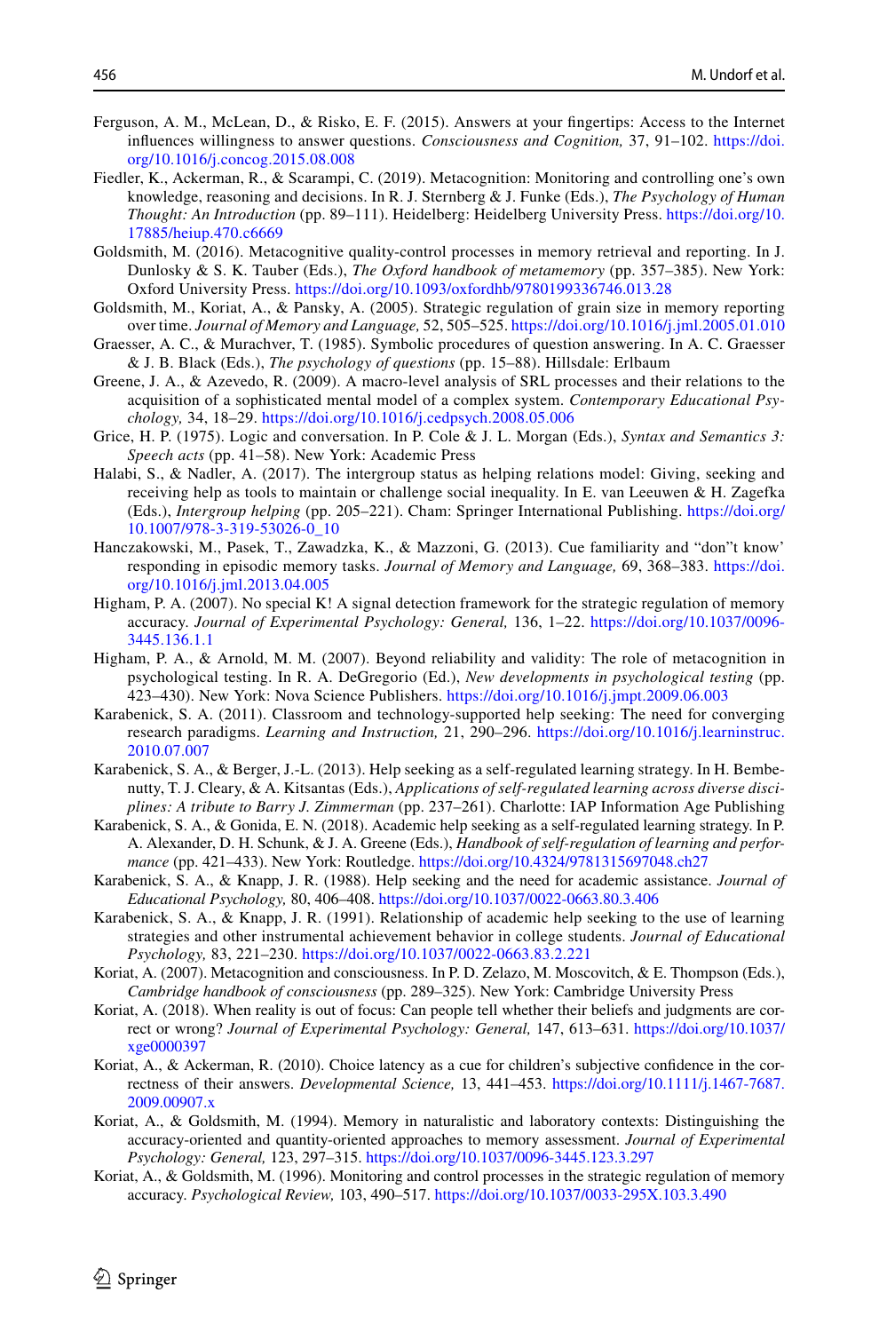Ferguson, A. M., McLean, D., & Risko, E. F. (2015). Answers at your fingertips: Access to the Internet influences willingness to answer questions. *Consciousness and Cognition, 37*, 91–102. https://doi.org/10.1016/j.concog.2015.08.008

Fiedler, K., Ackerman, R., & Scarampi, C. (2019). Metacognition: Monitoring and controlling one's own knowledge, reasoning and decisions. In R. J. Sternberg & J. Funke (Eds.), *The Psychology of Human Thought: An Introduction* (pp. 89–111). Heidelberg: Heidelberg University Press. https://doi.org/10.17885/heiup.470.c6669

Goldsmith, M. (2016). Metacognitive quality-control processes in memory retrieval and reporting. In J. Dunlosky & S. K. Tauber (Eds.), *The Oxford handbook of metamemory* (pp. 357–385). New York: Oxford University Press. https://doi.org/10.1093/oxfordhb/9780199336746.013.28

Goldsmith, M., Koriat, A., & Pansky, A. (2005). Strategic regulation of grain size in memory reporting over time. *Journal of Memory and Language, 52*, 505–525. https://doi.org/10.1016/j.jml.2005.01.010

Graesser, A. C., & Murachver, T. (1985). Symbolic procedures of question answering. In A. C. Graesser & J. B. Black (Eds.), *The psychology of questions* (pp. 15–88). Hillsdale: Erlbaum

Greene, J. A., & Azevedo, R. (2009). A macro-level analysis of SRL processes and their relations to the acquisition of a sophisticated mental model of a complex system. *Contemporary Educational Psychology, 34*, 18–29. https://doi.org/10.1016/j.cedpsych.2008.05.006

Grice, H. P. (1975). Logic and conversation. In P. Cole & J. L. Morgan (Eds.), *Syntax and Semantics 3: Speech acts* (pp. 41–58). New York: Academic Press

Halabi, S., & Nadler, A. (2017). The intergroup status as helping relations model: Giving, seeking and receiving help as tools to maintain or challenge social inequality. In E. van Leeuwen & H. Zagefka (Eds.), *Intergroup helping* (pp. 205–221). Cham: Springer International Publishing. https://doi.org/10.1007/978-3-319-53026-0_10

Hanczakowski, M., Pasek, T., Zawadzka, K., & Mazzoni, G. (2013). Cue familiarity and "don"t know' responding in episodic memory tasks. *Journal of Memory and Language, 69*, 368–383. https://doi.org/10.1016/j.jml.2013.04.005

Higham, P. A. (2007). No special K! A signal detection framework for the strategic regulation of memory accuracy. *Journal of Experimental Psychology: General, 136*, 1–22. https://doi.org/10.1037/0096-3445.136.1.1

Higham, P. A., & Arnold, M. M. (2007). Beyond reliability and validity: The role of metacognition in psychological testing. In R. A. DeGregorio (Ed.), *New developments in psychological testing* (pp. 423–430). New York: Nova Science Publishers. https://doi.org/10.1016/j.jmpt.2009.06.003

Karabenick, S. A. (2011). Classroom and technology-supported help seeking: The need for converging research paradigms. *Learning and Instruction, 21*, 290–296. https://doi.org/10.1016/j.learninstruc.2010.07.007

Karabenick, S. A., & Berger, J.-L. (2013). Help seeking as a self-regulated learning strategy. In H. Bembenutty, T. J. Cleary, & A. Kitsantas (Eds.), *Applications of self-regulated learning across diverse disciplines: A tribute to Barry J. Zimmerman* (pp. 237–261). Charlotte: IAP Information Age Publishing

Karabenick, S. A., & Gonida, E. N. (2018). Academic help seeking as a self-regulated learning strategy. In P. A. Alexander, D. H. Schunk, & J. A. Greene (Eds.), *Handbook of self-regulation of learning and performance* (pp. 421–433). New York: Routledge. https://doi.org/10.4324/9781315697048.ch27

Karabenick, S. A., & Knapp, J. R. (1988). Help seeking and the need for academic assistance. *Journal of Educational Psychology, 80*, 406–408. https://doi.org/10.1037/0022-0663.80.3.406

Karabenick, S. A., & Knapp, J. R. (1991). Relationship of academic help seeking to the use of learning strategies and other instrumental achievement behavior in college students. *Journal of Educational Psychology, 83*, 221–230. https://doi.org/10.1037/0022-0663.83.2.221

Koriat, A. (2007). Metacognition and consciousness. In P. D. Zelazo, M. Moscovitch, & E. Thompson (Eds.), *Cambridge handbook of consciousness* (pp. 289–325). New York: Cambridge University Press

Koriat, A. (2018). When reality is out of focus: Can people tell whether their beliefs and judgments are correct or wrong? *Journal of Experimental Psychology: General, 147*, 613–631. https://doi.org/10.1037/xge0000397

Koriat, A., & Ackerman, R. (2010). Choice latency as a cue for children's subjective confidence in the correctness of their answers. *Developmental Science, 13*, 441–453. https://doi.org/10.1111/j.1467-7687.2009.00907.x

Koriat, A., & Goldsmith, M. (1994). Memory in naturalistic and laboratory contexts: Distinguishing the accuracy-oriented and quantity-oriented approaches to memory assessment. *Journal of Experimental Psychology: General, 123*, 297–315. https://doi.org/10.1037/0096-3445.123.3.297

Koriat, A., & Goldsmith, M. (1996). Monitoring and control processes in the strategic regulation of memory accuracy. *Psychological Review, 103*, 490–517. https://doi.org/10.1037/0033-295X.103.3.490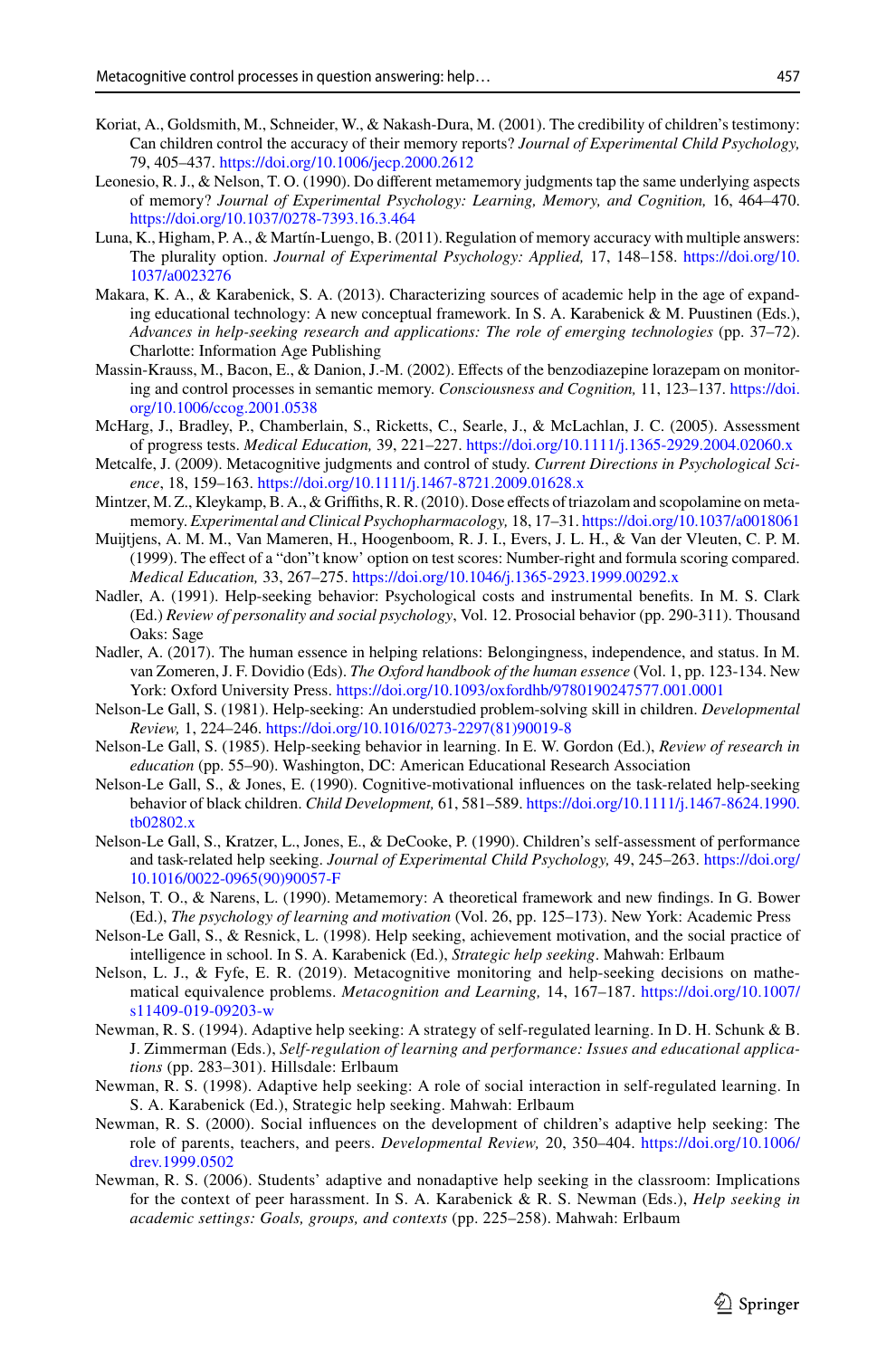Koriat, A., Goldsmith, M., Schneider, W., & Nakash-Dura, M. (2001). The credibility of children's testimony: Can children control the accuracy of their memory reports? *Journal of Experimental Child Psychology,* 79, 405–437. https://doi.org/10.1006/jecp.2000.2612

Leonesio, R. J., & Nelson, T. O. (1990). Do different metamemory judgments tap the same underlying aspects of memory? *Journal of Experimental Psychology: Learning, Memory, and Cognition,* 16, 464–470. https://doi.org/10.1037/0278-7393.16.3.464

Luna, K., Higham, P. A., & Martín-Luengo, B. (2011). Regulation of memory accuracy with multiple answers: The plurality option. *Journal of Experimental Psychology: Applied,* 17, 148–158. https://doi.org/10.1037/a0023276

Makara, K. A., & Karabenick, S. A. (2013). Characterizing sources of academic help in the age of expanding educational technology: A new conceptual framework. In S. A. Karabenick & M. Puustinen (Eds.), *Advances in help-seeking research and applications: The role of emerging technologies* (pp. 37–72). Charlotte: Information Age Publishing

Massin-Krauss, M., Bacon, E., & Danion, J.-M. (2002). Effects of the benzodiazepine lorazepam on monitoring and control processes in semantic memory. *Consciousness and Cognition,* 11, 123–137. https://doi.org/10.1006/ccog.2001.0538

McHarg, J., Bradley, P., Chamberlain, S., Ricketts, C., Searle, J., & McLachlan, J. C. (2005). Assessment of progress tests. *Medical Education,* 39, 221–227. https://doi.org/10.1111/j.1365-2929.2004.02060.x

Metcalfe, J. (2009). Metacognitive judgments and control of study. *Current Directions in Psychological Science*, 18, 159–163. https://doi.org/10.1111/j.1467-8721.2009.01628.x

Mintzer, M. Z., Kleykamp, B. A., & Griffiths, R. R. (2010). Dose effects of triazolam and scopolamine on metamemory. *Experimental and Clinical Psychopharmacology,* 18, 17–31. https://doi.org/10.1037/a0018061

Muijtjens, A. M. M., Van Mameren, H., Hoogenboom, R. J. I., Evers, J. L. H., & Van der Vleuten, C. P. M. (1999). The effect of a "don"t know' option on test scores: Number-right and formula scoring compared. *Medical Education,* 33, 267–275. https://doi.org/10.1046/j.1365-2923.1999.00292.x

Nadler, A. (1991). Help-seeking behavior: Psychological costs and instrumental benefits. In M. S. Clark (Ed.) *Review of personality and social psychology*, Vol. 12. Prosocial behavior (pp. 290-311). Thousand Oaks: Sage

Nadler, A. (2017). The human essence in helping relations: Belongingness, independence, and status. In M. van Zomeren, J. F. Dovidio (Eds). *The Oxford handbook of the human essence* (Vol. 1, pp. 123-134. New York: Oxford University Press. https://doi.org/10.1093/oxfordhb/9780190247577.001.0001

Nelson-Le Gall, S. (1981). Help-seeking: An understudied problem-solving skill in children. *Developmental Review,* 1, 224–246. https://doi.org/10.1016/0273-2297(81)90019-8

Nelson-Le Gall, S. (1985). Help-seeking behavior in learning. In E. W. Gordon (Ed.), *Review of research in education* (pp. 55–90). Washington, DC: American Educational Research Association

Nelson-Le Gall, S., & Jones, E. (1990). Cognitive-motivational influences on the task-related help-seeking behavior of black children. *Child Development,* 61, 581–589. https://doi.org/10.1111/j.1467-8624.1990.tb02802.x

Nelson-Le Gall, S., Kratzer, L., Jones, E., & DeCooke, P. (1990). Children's self-assessment of performance and task-related help seeking. *Journal of Experimental Child Psychology,* 49, 245–263. https://doi.org/10.1016/0022-0965(90)90057-F

Nelson, T. O., & Narens, L. (1990). Metamemory: A theoretical framework and new findings. In G. Bower (Ed.), *The psychology of learning and motivation* (Vol. 26, pp. 125–173). New York: Academic Press

Nelson-Le Gall, S., & Resnick, L. (1998). Help seeking, achievement motivation, and the social practice of intelligence in school. In S. A. Karabenick (Ed.), *Strategic help seeking*. Mahwah: Erlbaum

Nelson, L. J., & Fyfe, E. R. (2019). Metacognitive monitoring and help-seeking decisions on mathematical equivalence problems. *Metacognition and Learning,* 14, 167–187. https://doi.org/10.1007/s11409-019-09203-w

Newman, R. S. (1994). Adaptive help seeking: A strategy of self-regulated learning. In D. H. Schunk & B. J. Zimmerman (Eds.), *Self-regulation of learning and performance: Issues and educational applications* (pp. 283–301). Hillsdale: Erlbaum

Newman, R. S. (1998). Adaptive help seeking: A role of social interaction in self-regulated learning. In S. A. Karabenick (Ed.), Strategic help seeking. Mahwah: Erlbaum

Newman, R. S. (2000). Social influences on the development of children's adaptive help seeking: The role of parents, teachers, and peers. *Developmental Review,* 20, 350–404. https://doi.org/10.1006/drev.1999.0502

Newman, R. S. (2006). Students' adaptive and nonadaptive help seeking in the classroom: Implications for the context of peer harassment. In S. A. Karabenick & R. S. Newman (Eds.), *Help seeking in academic settings: Goals, groups, and contexts* (pp. 225–258). Mahwah: Erlbaum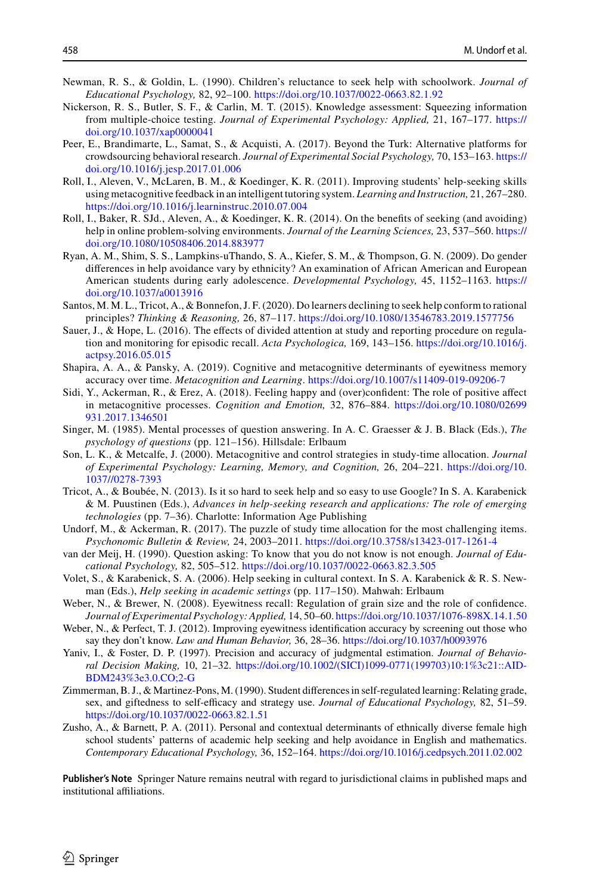Newman, R. S., & Goldin, L. (1990). Children's reluctance to seek help with schoolwork. *Journal of Educational Psychology,* 82, 92–100. https://doi.org/10.1037/0022-0663.82.1.92

Nickerson, R. S., Butler, S. F., & Carlin, M. T. (2015). Knowledge assessment: Squeezing information from multiple-choice testing. *Journal of Experimental Psychology: Applied,* 21, 167–177. https://doi.org/10.1037/xap0000041

Peer, E., Brandimarte, L., Samat, S., & Acquisti, A. (2017). Beyond the Turk: Alternative platforms for crowdsourcing behavioral research. *Journal of Experimental Social Psychology,* 70, 153–163. https://doi.org/10.1016/j.jesp.2017.01.006

Roll, I., Aleven, V., McLaren, B. M., & Koedinger, K. R. (2011). Improving students' help-seeking skills using metacognitive feedback in an intelligent tutoring system. *Learning and Instruction,* 21, 267–280. https://doi.org/10.1016/j.learninstruc.2010.07.004

Roll, I., Baker, R. SJd., Aleven, A., & Koedinger, K. R. (2014). On the benefits of seeking (and avoiding) help in online problem-solving environments. *Journal of the Learning Sciences,* 23, 537–560. https://doi.org/10.1080/10508406.2014.883977

Ryan, A. M., Shim, S. S., Lampkins-uThando, S. A., Kiefer, S. M., & Thompson, G. N. (2009). Do gender differences in help avoidance vary by ethnicity? An examination of African American and European American students during early adolescence. *Developmental Psychology,* 45, 1152–1163. https://doi.org/10.1037/a0013916

Santos, M. M. L., Tricot, A., & Bonnefon, J. F. (2020). Do learners declining to seek help conform to rational principles? *Thinking & Reasoning,* 26, 87–117. https://doi.org/10.1080/13546783.2019.1577756

Sauer, J., & Hope, L. (2016). The effects of divided attention at study and reporting procedure on regulation and monitoring for episodic recall. *Acta Psychologica,* 169, 143–156. https://doi.org/10.1016/j.actpsy.2016.05.015

Shapira, A. A., & Pansky, A. (2019). Cognitive and metacognitive determinants of eyewitness memory accuracy over time. *Metacognition and Learning*. https://doi.org/10.1007/s11409-019-09206-7

Sidi, Y., Ackerman, R., & Erez, A. (2018). Feeling happy and (over)confident: The role of positive affect in metacognitive processes. *Cognition and Emotion,* 32, 876–884. https://doi.org/10.1080/02699931.2017.1346501

Singer, M. (1985). Mental processes of question answering. In A. C. Graesser & J. B. Black (Eds.), *The psychology of questions* (pp. 121–156). Hillsdale: Erlbaum

Son, L. K., & Metcalfe, J. (2000). Metacognitive and control strategies in study-time allocation. *Journal of Experimental Psychology: Learning, Memory, and Cognition,* 26, 204–221. https://doi.org/10.1037//0278-7393

Tricot, A., & Boubée, N. (2013). Is it so hard to seek help and so easy to use Google? In S. A. Karabenick & M. Puustinen (Eds.), *Advances in help-seeking research and applications: The role of emerging technologies* (pp. 7–36). Charlotte: Information Age Publishing

Undorf, M., & Ackerman, R. (2017). The puzzle of study time allocation for the most challenging items. *Psychonomic Bulletin & Review,* 24, 2003–2011. https://doi.org/10.3758/s13423-017-1261-4

van der Meij, H. (1990). Question asking: To know that you do not know is not enough. *Journal of Educational Psychology,* 82, 505–512. https://doi.org/10.1037/0022-0663.82.3.505

Volet, S., & Karabenick, S. A. (2006). Help seeking in cultural context. In S. A. Karabenick & R. S. Newman (Eds.), *Help seeking in academic settings* (pp. 117–150). Mahwah: Erlbaum

Weber, N., & Brewer, N. (2008). Eyewitness recall: Regulation of grain size and the role of confidence. *Journal of Experimental Psychology: Applied,* 14, 50–60. https://doi.org/10.1037/1076-898X.14.1.50

Weber, N., & Perfect, T. J. (2012). Improving eyewitness identification accuracy by screening out those who say they don't know. *Law and Human Behavior,* 36, 28–36. https://doi.org/10.1037/h0093976

Yaniv, I., & Foster, D. P. (1997). Precision and accuracy of judgmental estimation. *Journal of Behavioral Decision Making,* 10, 21–32. https://doi.org/10.1002/(SICI)1099-0771(199703)10:1%3c21::AID-BDM243%3e3.0.CO;2-G

Zimmerman, B. J., & Martinez-Pons, M. (1990). Student differences in self-regulated learning: Relating grade, sex, and giftedness to self-efficacy and strategy use. *Journal of Educational Psychology,* 82, 51–59. https://doi.org/10.1037/0022-0663.82.1.51

Zusho, A., & Barnett, P. A. (2011). Personal and contextual determinants of ethnically diverse female high school students' patterns of academic help seeking and help avoidance in English and mathematics. *Contemporary Educational Psychology,* 36, 152–164. https://doi.org/10.1016/j.cedpsych.2011.02.002

**Publisher's Note** Springer Nature remains neutral with regard to jurisdictional claims in published maps and institutional affiliations.